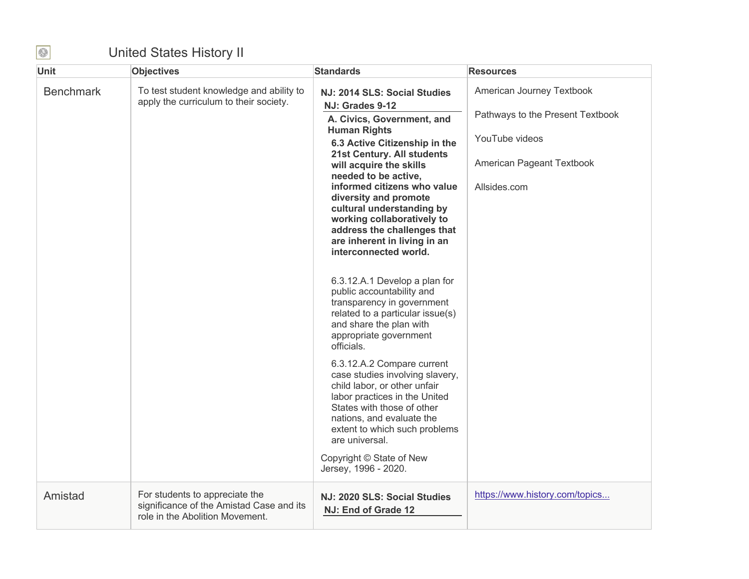# United States History II

| Unit | Objectives | Standards | Resources |
| --- | --- | --- | --- |
| Benchmark | To test student knowledge and ability to apply the curriculum to their society. | **NJ: 2014 SLS: Social Studies**<br>**NJ: Grades 9-12**<br>**A. Civics, Government, and Human Rights**<br>**6.3 Active Citizenship in the 21st Century. All students will acquire the skills needed to be active, informed citizens who value diversity and promote cultural understanding by working collaboratively to address the challenges that are inherent in living in an interconnected world.**<br><br>6.3.12.A.1 Develop a plan for public accountability and transparency in government related to a particular issue(s) and share the plan with appropriate government officials.<br><br>6.3.12.A.2 Compare current case studies involving slavery, child labor, or other unfair labor practices in the United States with those of other nations, and evaluate the extent to which such problems are universal.<br><br>Copyright © State of New Jersey, 1996 - 2020. | American Journey Textbook<br><br>Pathways to the Present Textbook<br><br>YouTube videos<br><br>American Pageant Textbook<br><br>Allsides.com |
| Amistad | For students to appreciate the significance of the Amistad Case and its role in the Abolition Movement. | **NJ: 2020 SLS: Social Studies**<br>**NJ: End of Grade 12** | https://www.history.com/topics... |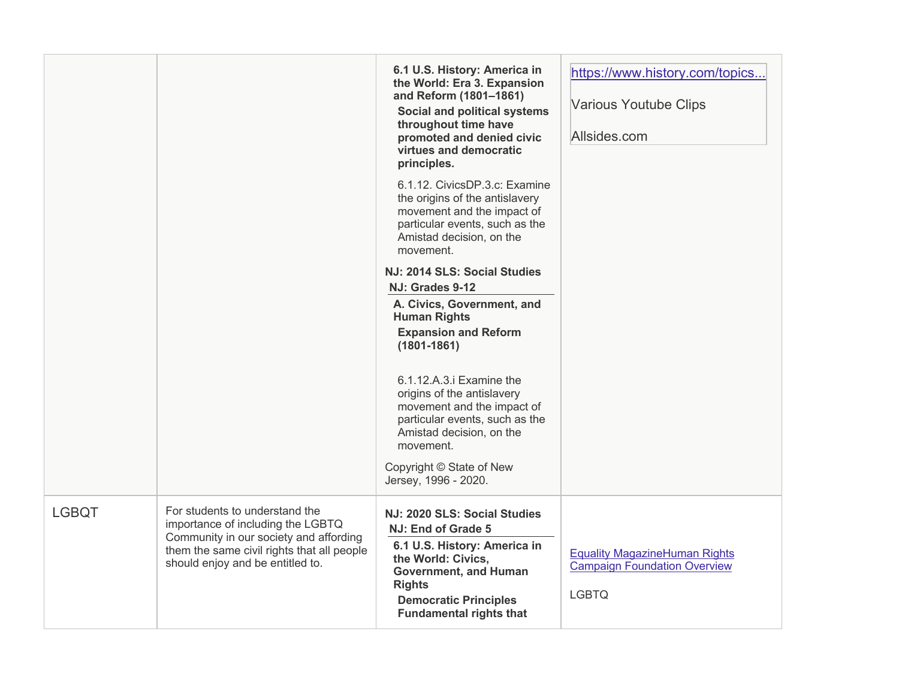| | | | |
|---|---|---|---|
| | | **6.1 U.S. History: America in the World: Era 3. Expansion and Reform (1801–1861)**<br>**Social and political systems throughout time have promoted and denied civic virtues and democratic principles.**<br>6.1.12. CivicsDP.3.c: Examine the origins of the antislavery movement and the impact of particular events, such as the Amistad decision, on the movement.<br>**NJ: 2014 SLS: Social Studies**<br>**NJ: Grades 9-12**<br>**A. Civics, Government, and Human Rights**<br>**Expansion and Reform (1801-1861)**<br>6.1.12.A.3.i Examine the origins of the antislavery movement and the impact of particular events, such as the Amistad decision, on the movement.<br>Copyright © State of New Jersey, 1996 - 2020. | https://www.history.com/topics...<br>Various Youtube Clips<br>Allsides.com |
| LGBQT | For students to understand the importance of including the LGBTQ Community in our society and affording them the same civil rights that all people should enjoy and be entitled to. | **NJ: 2020 SLS: Social Studies**<br>**NJ: End of Grade 5**<br>**6.1 U.S. History: America in the World: Civics, Government, and Human Rights**<br>**Democratic Principles**<br>**Fundamental rights that** | Equality MagazineHuman Rights Campaign Foundation Overview<br>LGBTQ |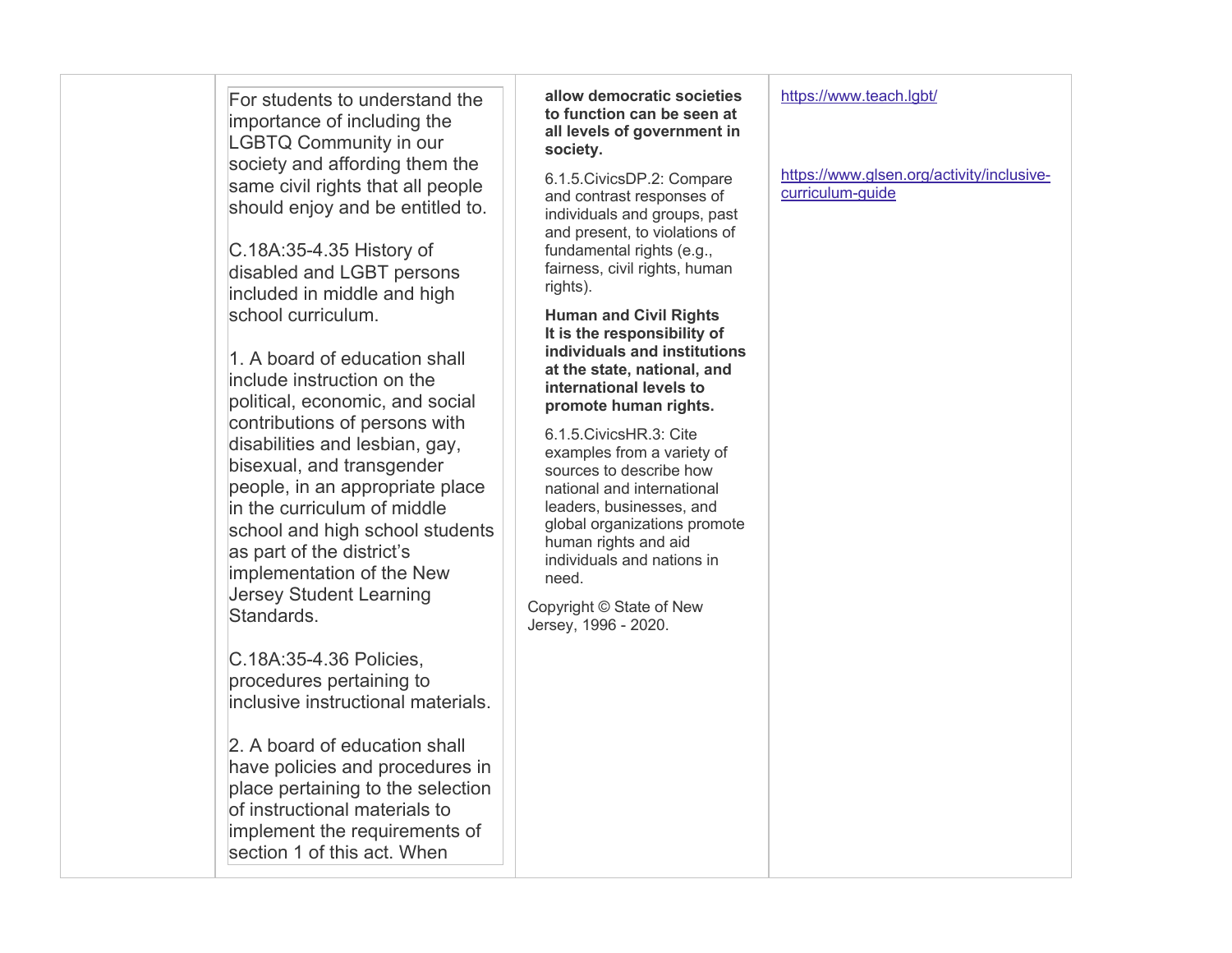|  |  |  |  |
|---|---|---|---|
|  | For students to understand the importance of including the LGBTQ Community in our society and affording them the same civil rights that all people should enjoy and be entitled to.<br><br>C.18A:35-4.35 History of disabled and LGBT persons included in middle and high school curriculum.<br><br>1. A board of education shall include instruction on the political, economic, and social contributions of persons with disabilities and lesbian, gay, bisexual, and transgender people, in an appropriate place in the curriculum of middle school and high school students as part of the district's implementation of the New Jersey Student Learning Standards.<br><br>C.18A:35-4.36 Policies, procedures pertaining to inclusive instructional materials.<br><br>2. A board of education shall have policies and procedures in place pertaining to the selection of instructional materials to implement the requirements of section 1 of this act. When | **allow democratic societies to function can be seen at all levels of government in society.**<br><br>6.1.5.CivicsDP.2: Compare and contrast responses of individuals and groups, past and present, to violations of fundamental rights (e.g., fairness, civil rights, human rights).<br><br>**Human and Civil Rights It is the responsibility of individuals and institutions at the state, national, and international levels to promote human rights.**<br><br>6.1.5.CivicsHR.3: Cite examples from a variety of sources to describe how national and international leaders, businesses, and global organizations promote human rights and aid individuals and nations in need.<br><br>Copyright © State of New Jersey, 1996 - 2020. | https://www.teach.lgbt/<br><br>https://www.glsen.org/activity/inclusive-curriculum-guide |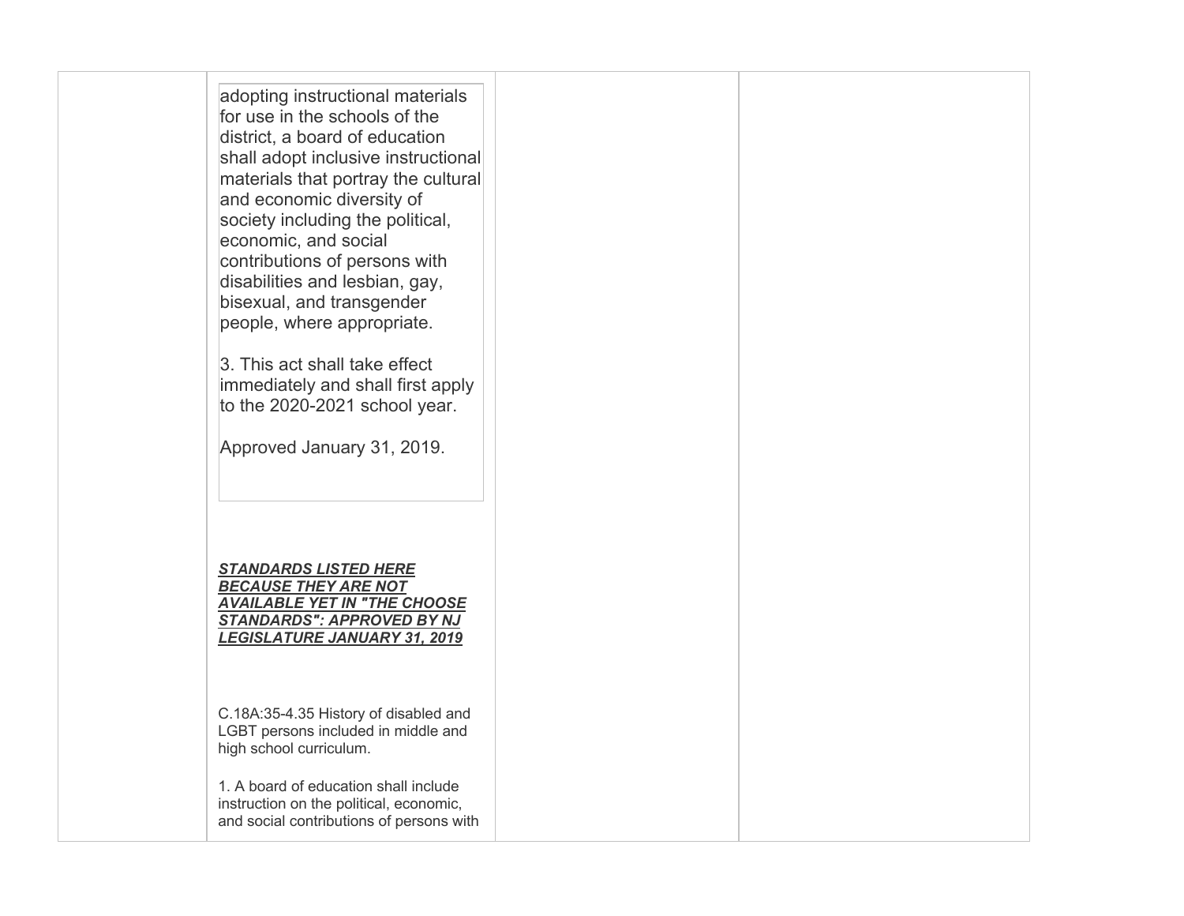| | | | |
|---|---|---|---|
| | adopting instructional materials for use in the schools of the district, a board of education shall adopt inclusive instructional materials that portray the cultural and economic diversity of society including the political, economic, and social contributions of persons with disabilities and lesbian, gay, bisexual, and transgender people, where appropriate.<br><br>3. This act shall take effect immediately and shall first apply to the 2020-2021 school year.<br><br>Approved January 31, 2019.<br><br>***STANDARDS LISTED HERE BECAUSE THEY ARE NOT AVAILABLE YET IN "THE CHOOSE STANDARDS": APPROVED BY NJ LEGISLATURE JANUARY 31, 2019***<br><br>C.18A:35-4.35 History of disabled and LGBT persons included in middle and high school curriculum.<br><br>1. A board of education shall include instruction on the political, economic, and social contributions of persons with | | |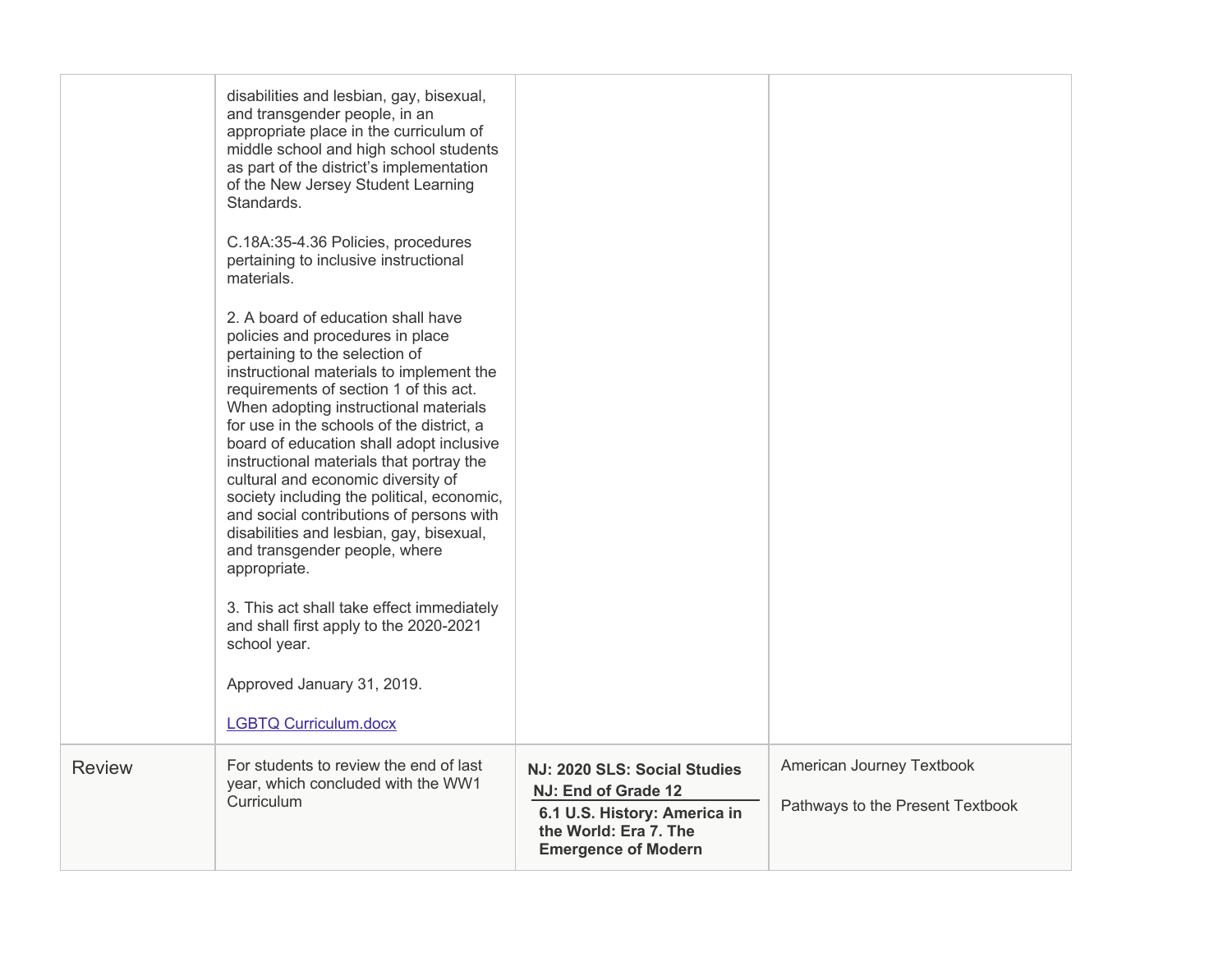| | | | |
|---|---|---|---|
| | disabilities and lesbian, gay, bisexual, and transgender people, in an appropriate place in the curriculum of middle school and high school students as part of the district's implementation of the New Jersey Student Learning Standards.<br><br>C.18A:35-4.36 Policies, procedures pertaining to inclusive instructional materials.<br><br>2. A board of education shall have policies and procedures in place pertaining to the selection of instructional materials to implement the requirements of section 1 of this act. When adopting instructional materials for use in the schools of the district, a board of education shall adopt inclusive instructional materials that portray the cultural and economic diversity of society including the political, economic, and social contributions of persons with disabilities and lesbian, gay, bisexual, and transgender people, where appropriate.<br><br>3. This act shall take effect immediately and shall first apply to the 2020-2021 school year.<br><br>Approved January 31, 2019.<br><br>[LGBTQ Curriculum.docx] | | |
| Review | For students to review the end of last year, which concluded with the WW1 Curriculum | **NJ: 2020 SLS: Social Studies**<br>**NJ: End of Grade 12**<br>**6.1 U.S. History: America in the World: Era 7. The Emergence of Modern** | American Journey Textbook<br><br>Pathways to the Present Textbook |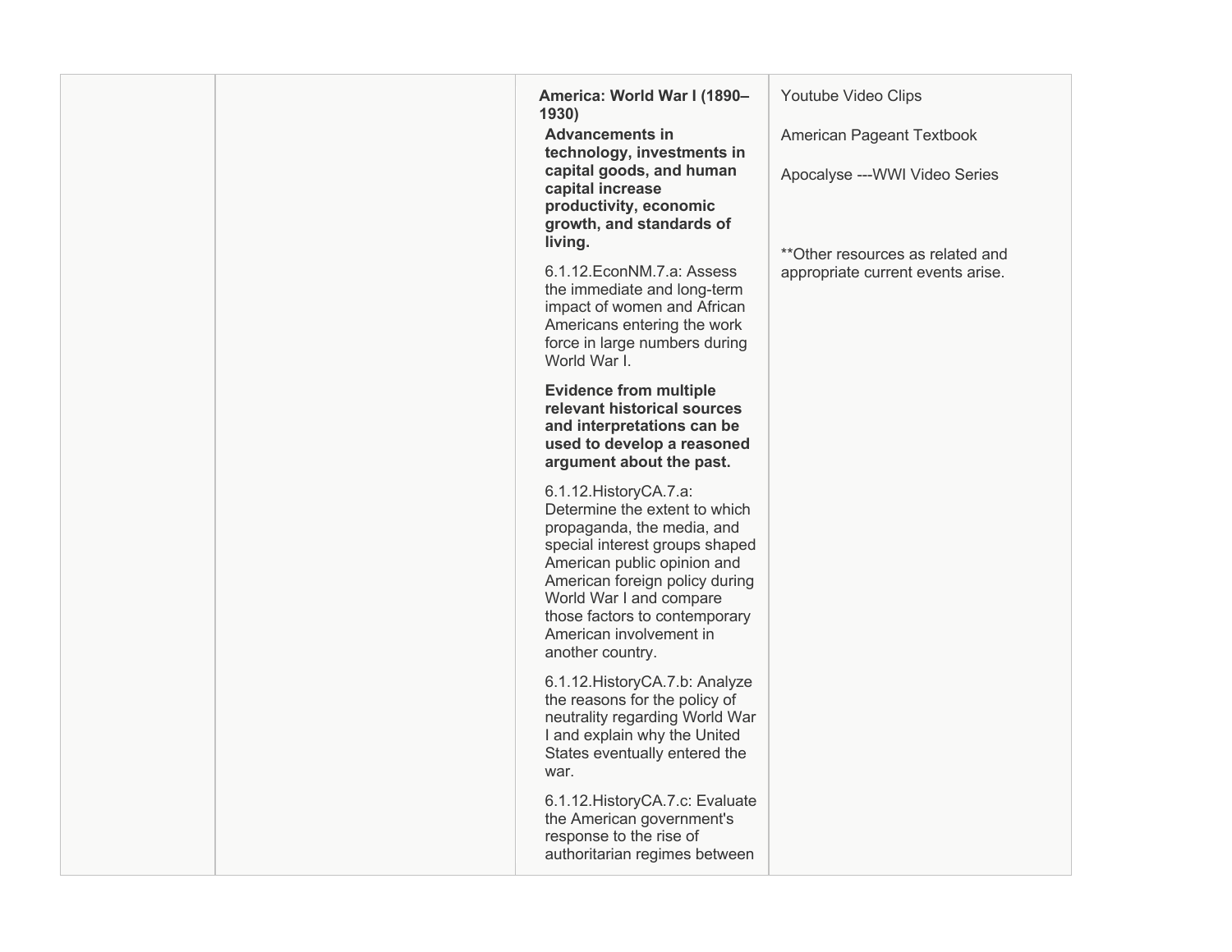|  |  | **America: World War I (1890–1930)**<br>**Advancements in technology, investments in capital goods, and human capital increase productivity, economic growth, and standards of living.**<br>6.1.12.EconNM.7.a: Assess the immediate and long-term impact of women and African Americans entering the work force in large numbers during World War I.<br>**Evidence from multiple relevant historical sources and interpretations can be used to develop a reasoned argument about the past.**<br>6.1.12.HistoryCA.7.a: Determine the extent to which propaganda, the media, and special interest groups shaped American public opinion and American foreign policy during World War I and compare those factors to contemporary American involvement in another country.<br>6.1.12.HistoryCA.7.b: Analyze the reasons for the policy of neutrality regarding World War I and explain why the United States eventually entered the war.<br>6.1.12.HistoryCA.7.c: Evaluate the American government's response to the rise of authoritarian regimes between | Youtube Video Clips<br>American Pageant Textbook<br>Apocalyse ---WWI Video Series<br>**Other resources as related and appropriate current events arise. |
|---|---|---|---|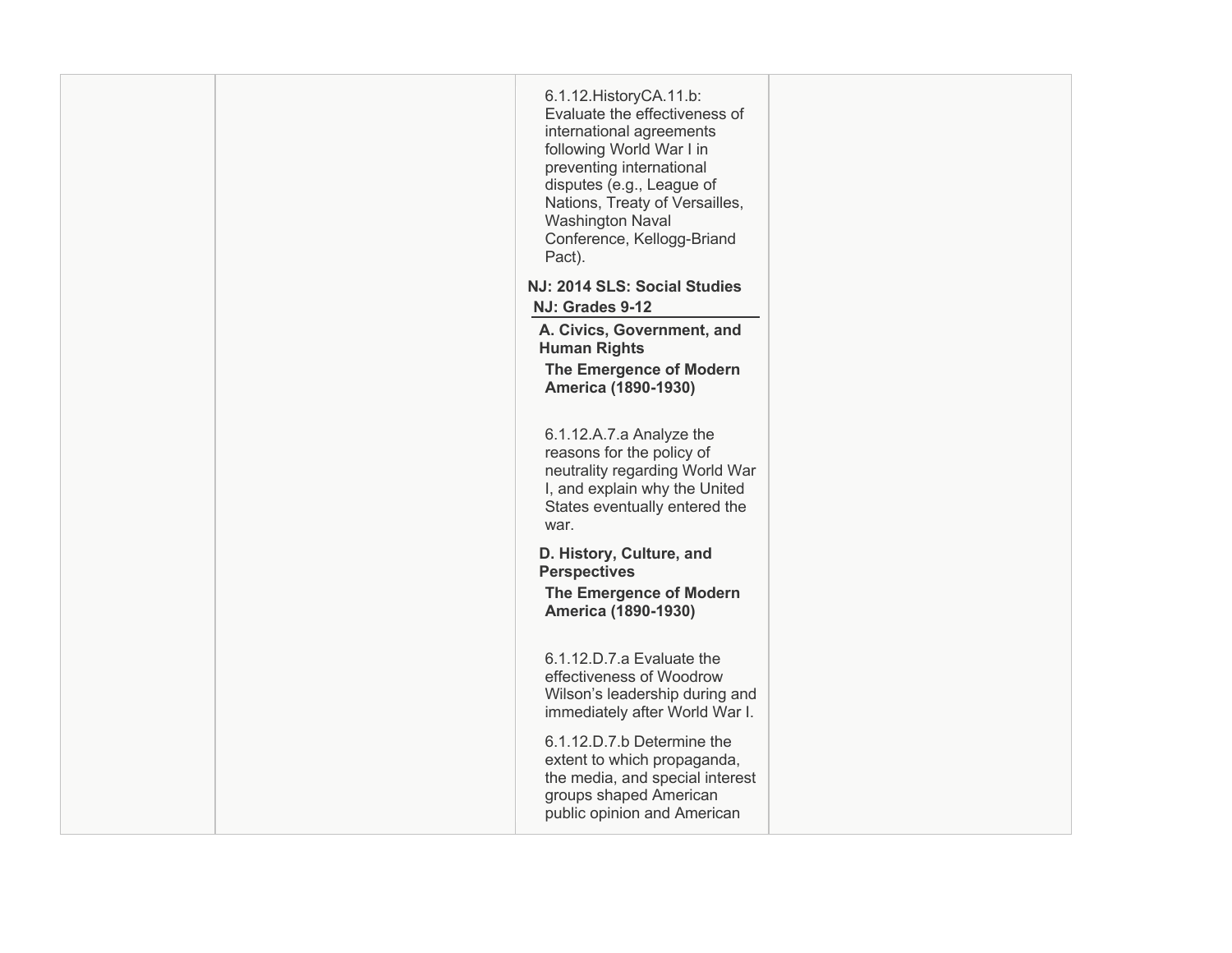| | | | |
|---|---|---|---|
| | | 6.1.12.HistoryCA.11.b: Evaluate the effectiveness of international agreements following World War I in preventing international disputes (e.g., League of Nations, Treaty of Versailles, Washington Naval Conference, Kellogg-Briand Pact).<br><br>**NJ: 2014 SLS: Social Studies**<br>**NJ: Grades 9-12**<br>**A. Civics, Government, and Human Rights**<br>**The Emergence of Modern America (1890-1930)**<br><br>6.1.12.A.7.a Analyze the reasons for the policy of neutrality regarding World War I, and explain why the United States eventually entered the war.<br><br>**D. History, Culture, and Perspectives**<br>**The Emergence of Modern America (1890-1930)**<br><br>6.1.12.D.7.a Evaluate the effectiveness of Woodrow Wilson's leadership during and immediately after World War I.<br><br>6.1.12.D.7.b Determine the extent to which propaganda, the media, and special interest groups shaped American public opinion and American | |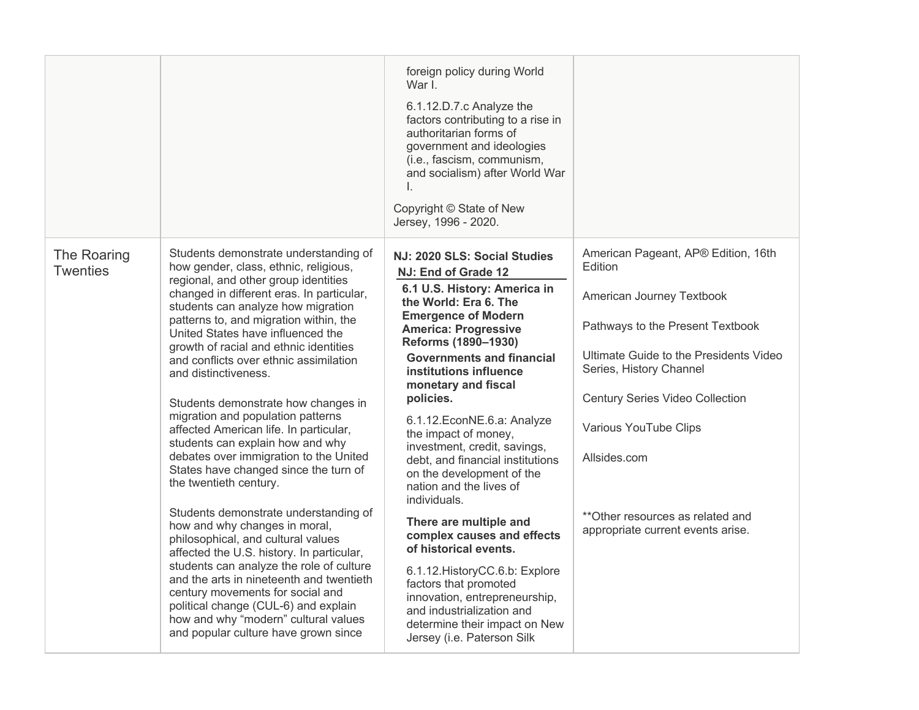| | | | |
|---|---|---|---|
| | | foreign policy during World War I.<br><br>6.1.12.D.7.c Analyze the factors contributing to a rise in authoritarian forms of government and ideologies (i.e., fascism, communism, and socialism) after World War I.<br><br>Copyright © State of New Jersey, 1996 - 2020. | |
| The Roaring Twenties | Students demonstrate understanding of how gender, class, ethnic, religious, regional, and other group identities changed in different eras. In particular, students can analyze how migration patterns to, and migration within, the United States have influenced the growth of racial and ethnic identities and conflicts over ethnic assimilation and distinctiveness.<br><br>Students demonstrate how changes in migration and population patterns affected American life. In particular, students can explain how and why debates over immigration to the United States have changed since the turn of the twentieth century.<br><br>Students demonstrate understanding of how and why changes in moral, philosophical, and cultural values affected the U.S. history. In particular, students can analyze the role of culture and the arts in nineteenth and twentieth century movements for social and political change (CUL-6) and explain how and why "modern" cultural values and popular culture have grown since | **NJ: 2020 SLS: Social Studies**<br>**NJ: End of Grade 12**<br>**6.1 U.S. History: America in the World: Era 6. The Emergence of Modern America: Progressive Reforms (1890–1930)**<br>**Governments and financial institutions influence monetary and fiscal policies.**<br><br>6.1.12.EconNE.6.a: Analyze the impact of money, investment, credit, savings, debt, and financial institutions on the development of the nation and the lives of individuals.<br><br>**There are multiple and complex causes and effects of historical events.**<br><br>6.1.12.HistoryCC.6.b: Explore factors that promoted innovation, entrepreneurship, and industrialization and determine their impact on New Jersey (i.e. Paterson Silk | American Pageant, AP® Edition, 16th Edition<br><br>American Journey Textbook<br><br>Pathways to the Present Textbook<br><br>Ultimate Guide to the Presidents Video Series, History Channel<br><br>Century Series Video Collection<br><br>Various YouTube Clips<br><br>Allsides.com<br><br>**Other resources as related and appropriate current events arise. |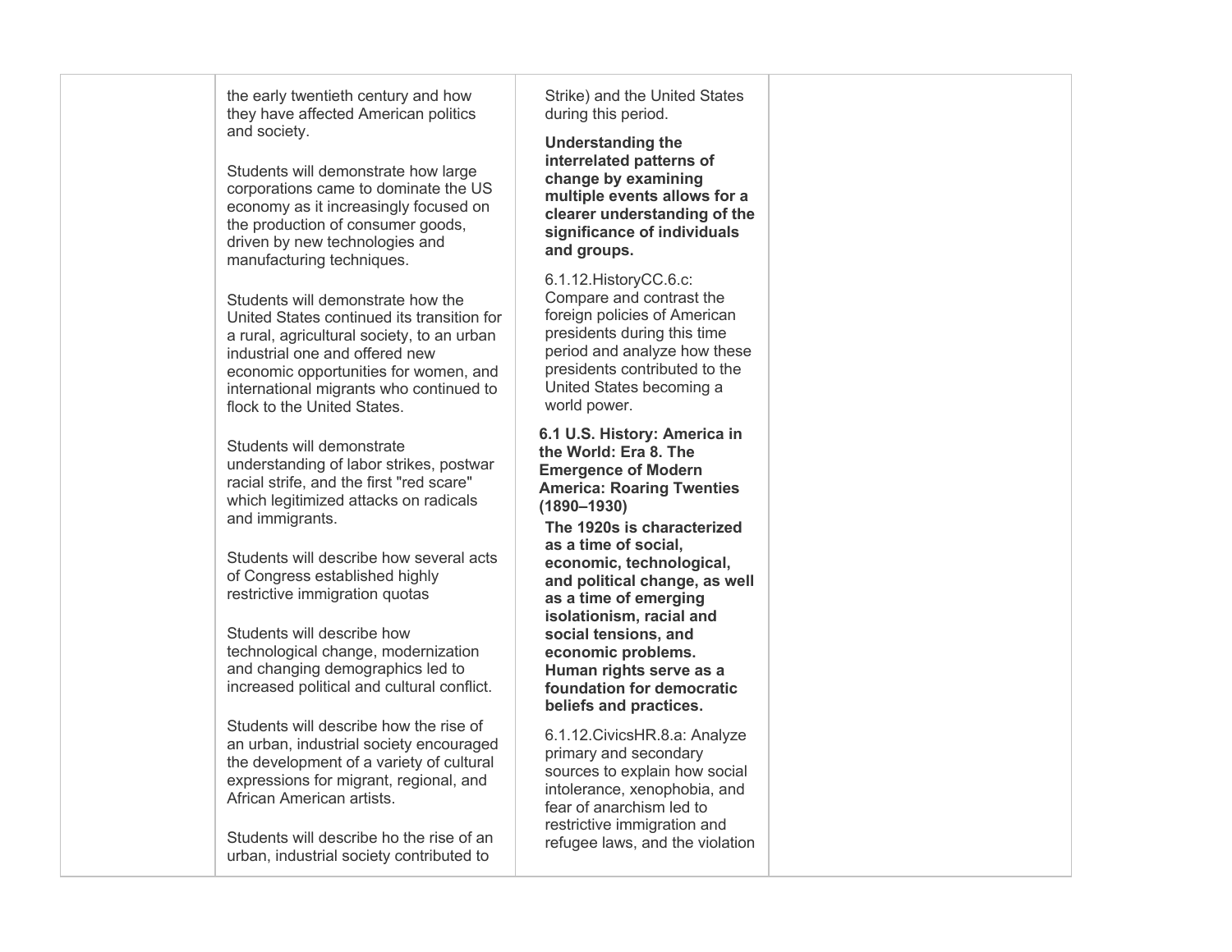| | | | |
|---|---|---|---|
| | the early twentieth century and how they have affected American politics and society.<br><br>Students will demonstrate how large corporations came to dominate the US economy as it increasingly focused on the production of consumer goods, driven by new technologies and manufacturing techniques.<br><br>Students will demonstrate how the United States continued its transition for a rural, agricultural society, to an urban industrial one and offered new economic opportunities for women, and international migrants who continued to flock to the United States.<br><br>Students will demonstrate understanding of labor strikes, postwar racial strife, and the first "red scare" which legitimized attacks on radicals and immigrants.<br><br>Students will describe how several acts of Congress established highly restrictive immigration quotas<br><br>Students will describe how technological change, modernization and changing demographics led to increased political and cultural conflict.<br><br>Students will describe how the rise of an urban, industrial society encouraged the development of a variety of cultural expressions for migrant, regional, and African American artists.<br><br>Students will describe ho the rise of an urban, industrial society contributed to | Strike) and the United States during this period.<br><br>**Understanding the interrelated patterns of change by examining multiple events allows for a clearer understanding of the significance of individuals and groups.**<br><br>6.1.12.HistoryCC.6.c: Compare and contrast the foreign policies of American presidents during this time period and analyze how these presidents contributed to the United States becoming a world power.<br><br>**6.1 U.S. History: America in the World: Era 8. The Emergence of Modern America: Roaring Twenties (1890–1930)**<br><br>**The 1920s is characterized as a time of social, economic, technological, and political change, as well as a time of emerging isolationism, racial and social tensions, and economic problems. Human rights serve as a foundation for democratic beliefs and practices.**<br><br>6.1.12.CivicsHR.8.a: Analyze primary and secondary sources to explain how social intolerance, xenophobia, and fear of anarchism led to restrictive immigration and refugee laws, and the violation | |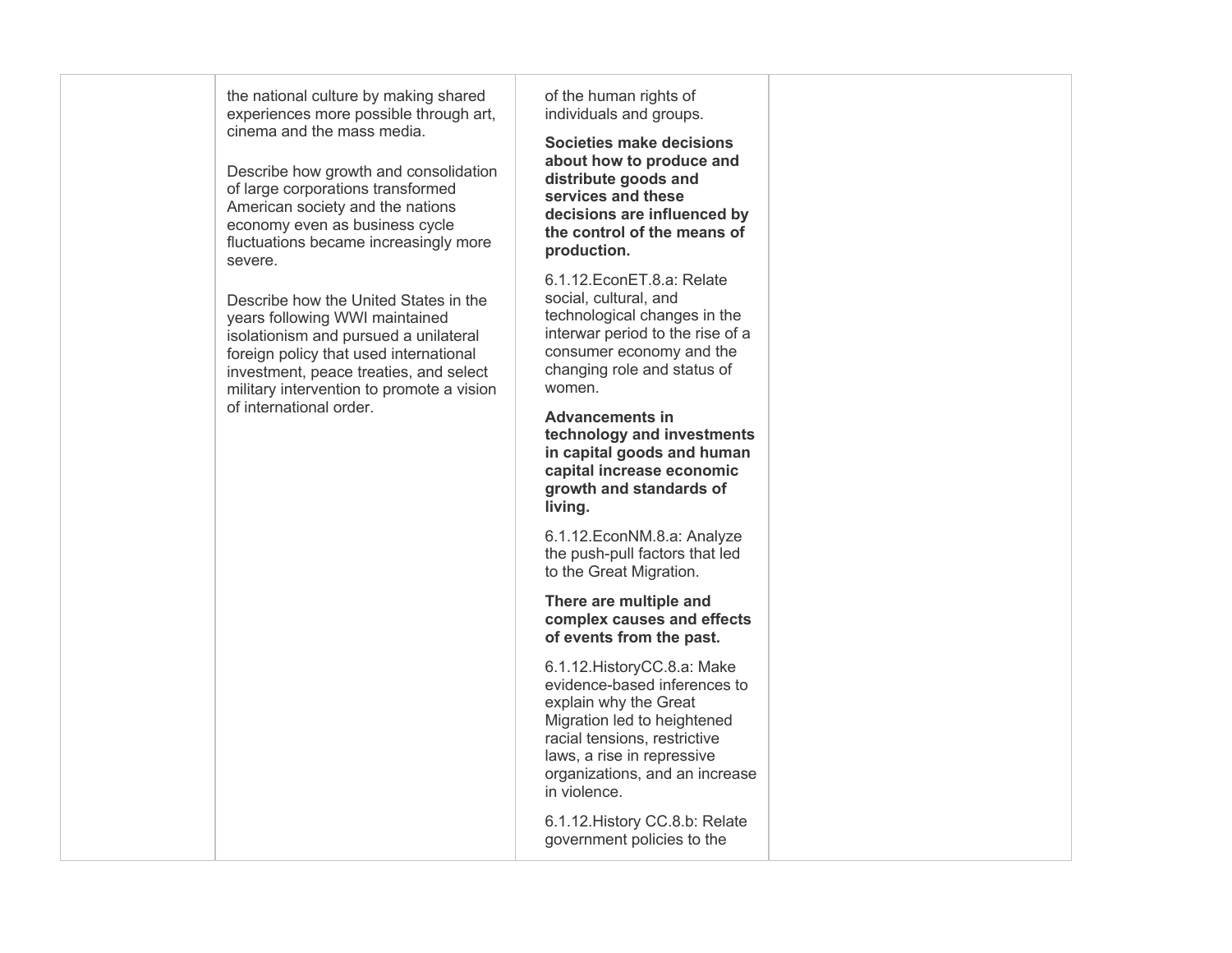| | | | |
|---|---|---|---|
| | the national culture by making shared experiences more possible through art, cinema and the mass media.<br><br>Describe how growth and consolidation of large corporations transformed American society and the nations economy even as business cycle fluctuations became increasingly more severe.<br><br>Describe how the United States in the years following WWI maintained isolationism and pursued a unilateral foreign policy that used international investment, peace treaties, and select military intervention to promote a vision of international order. | of the human rights of individuals and groups.<br><br>**Societies make decisions about how to produce and distribute goods and services and these decisions are influenced by the control of the means of production.**<br><br>6.1.12.EconET.8.a: Relate social, cultural, and technological changes in the interwar period to the rise of a consumer economy and the changing role and status of women.<br><br>**Advancements in technology and investments in capital goods and human capital increase economic growth and standards of living.**<br><br>6.1.12.EconNM.8.a: Analyze the push-pull factors that led to the Great Migration.<br><br>**There are multiple and complex causes and effects of events from the past.**<br><br>6.1.12.HistoryCC.8.a: Make evidence-based inferences to explain why the Great Migration led to heightened racial tensions, restrictive laws, a rise in repressive organizations, and an increase in violence.<br><br>6.1.12.History CC.8.b: Relate government policies to the | |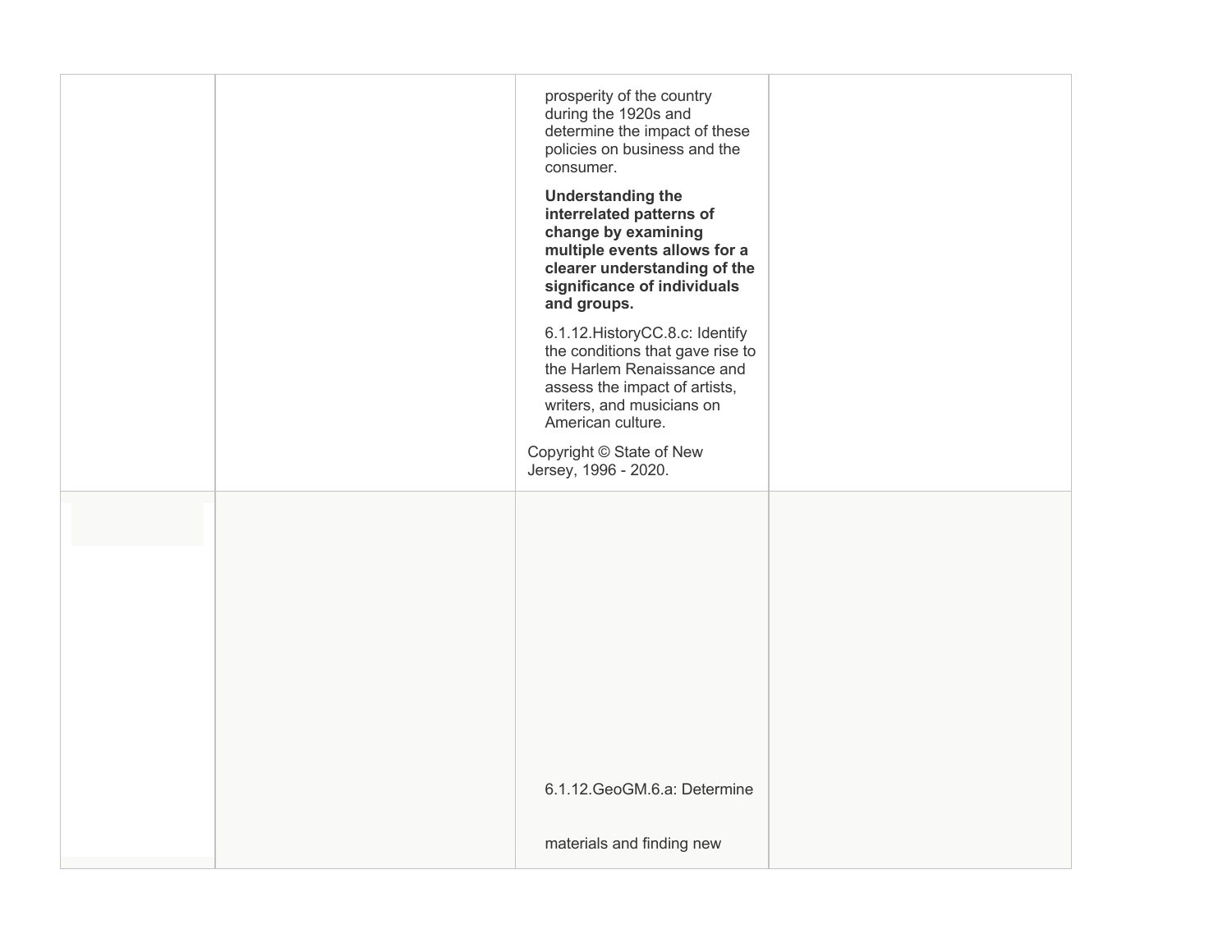|  |  |  |  |
|---|---|---|---|
|  |  | prosperity of the country during the 1920s and determine the impact of these policies on business and the consumer.<br><br>**Understanding the interrelated patterns of change by examining multiple events allows for a clearer understanding of the significance of individuals and groups.**<br><br>6.1.12.HistoryCC.8.c: Identify the conditions that gave rise to the Harlem Renaissance and assess the impact of artists, writers, and musicians on American culture.<br><br>Copyright © State of New Jersey, 1996 - 2020. |  |
|  |  | 6.1.12.GeoGM.6.a: Determine<br><br>materials and finding new |  |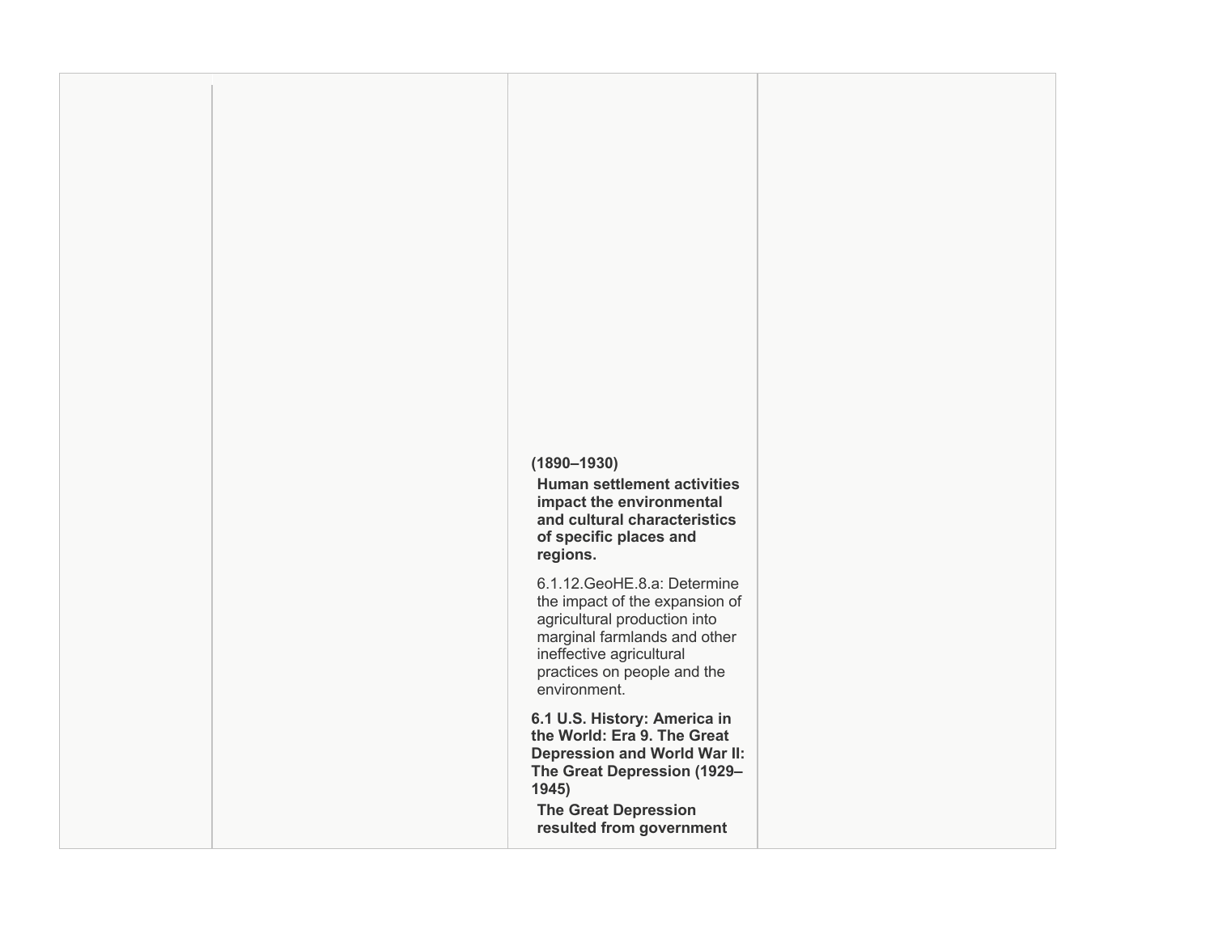| | | | |
|---|---|---|---|
| | | **(1890–1930)**<br>**Human settlement activities impact the environmental and cultural characteristics of specific places and regions.**<br>6.1.12.GeoHE.8.a: Determine the impact of the expansion of agricultural production into marginal farmlands and other ineffective agricultural practices on people and the environment.<br>**6.1 U.S. History: America in the World: Era 9. The Great Depression and World War II: The Great Depression (1929–1945)**<br>**The Great Depression resulted from government** | |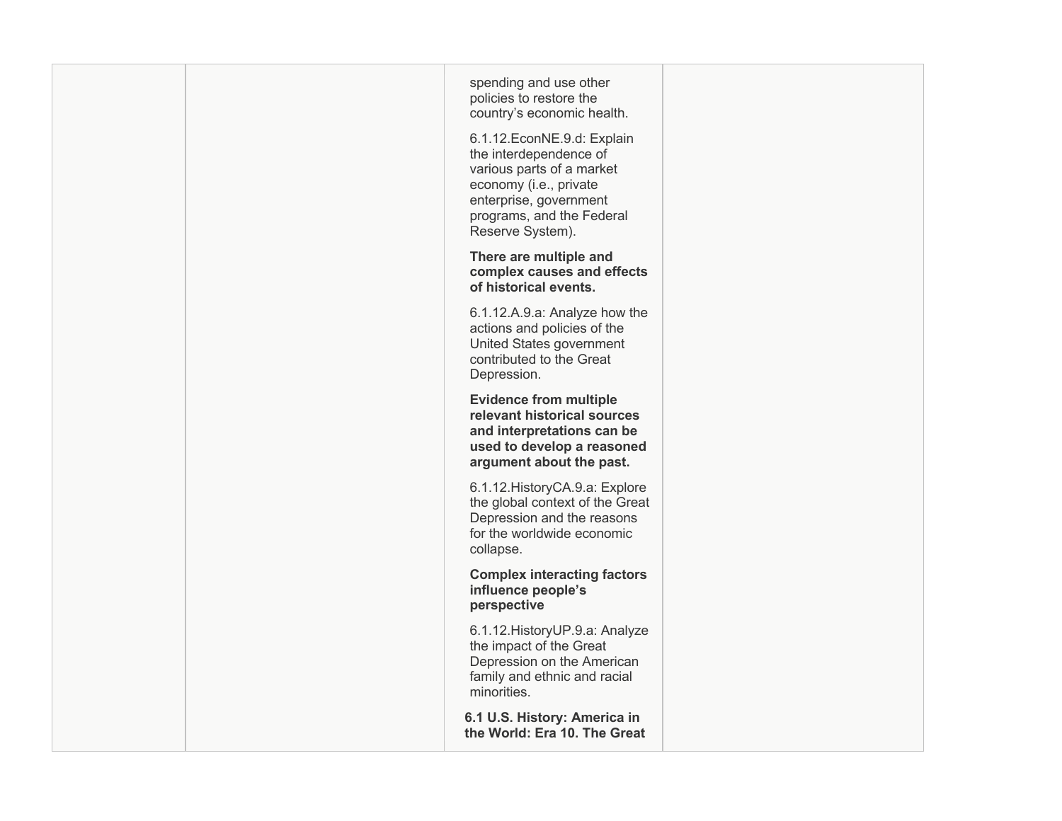|  |  |  |  |
| --- | --- | --- | --- |
|  |  | spending and use other policies to restore the country's economic health.<br><br>6.1.12.EconNE.9.d: Explain the interdependence of various parts of a market economy (i.e., private enterprise, government programs, and the Federal Reserve System).<br><br>**There are multiple and complex causes and effects of historical events.**<br><br>6.1.12.A.9.a: Analyze how the actions and policies of the United States government contributed to the Great Depression.<br><br>**Evidence from multiple relevant historical sources and interpretations can be used to develop a reasoned argument about the past.**<br><br>6.1.12.HistoryCA.9.a: Explore the global context of the Great Depression and the reasons for the worldwide economic collapse.<br><br>**Complex interacting factors influence people's perspective**<br><br>6.1.12.HistoryUP.9.a: Analyze the impact of the Great Depression on the American family and ethnic and racial minorities.<br><br>**6.1 U.S. History: America in the World: Era 10. The Great** |  |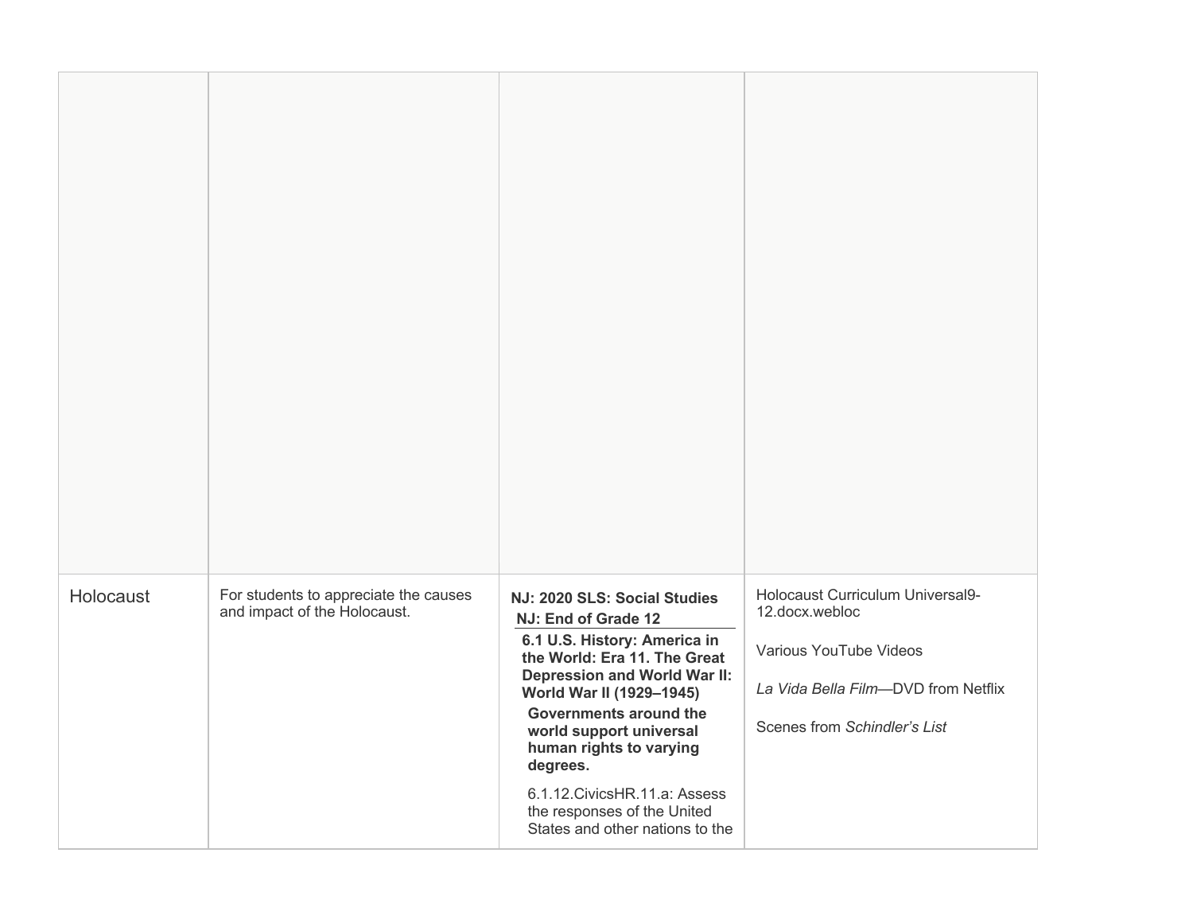|  |  |  |  |
|---|---|---|---|
|  |  |  |  |
| Holocaust | For students to appreciate the causes and impact of the Holocaust. | **NJ: 2020 SLS: Social Studies**<br>**NJ: End of Grade 12**<br>**6.1 U.S. History: America in the World: Era 11. The Great Depression and World War II: World War II (1929–1945)**<br>**Governments around the world support universal human rights to varying degrees.**<br>6.1.12.CivicsHR.11.a: Assess the responses of the United States and other nations to the | Holocaust Curriculum Universal9-12.docx.webloc<br><br>Various YouTube Videos<br><br>*La Vida Bella Film*—DVD from Netflix<br><br>Scenes from *Schindler's List* |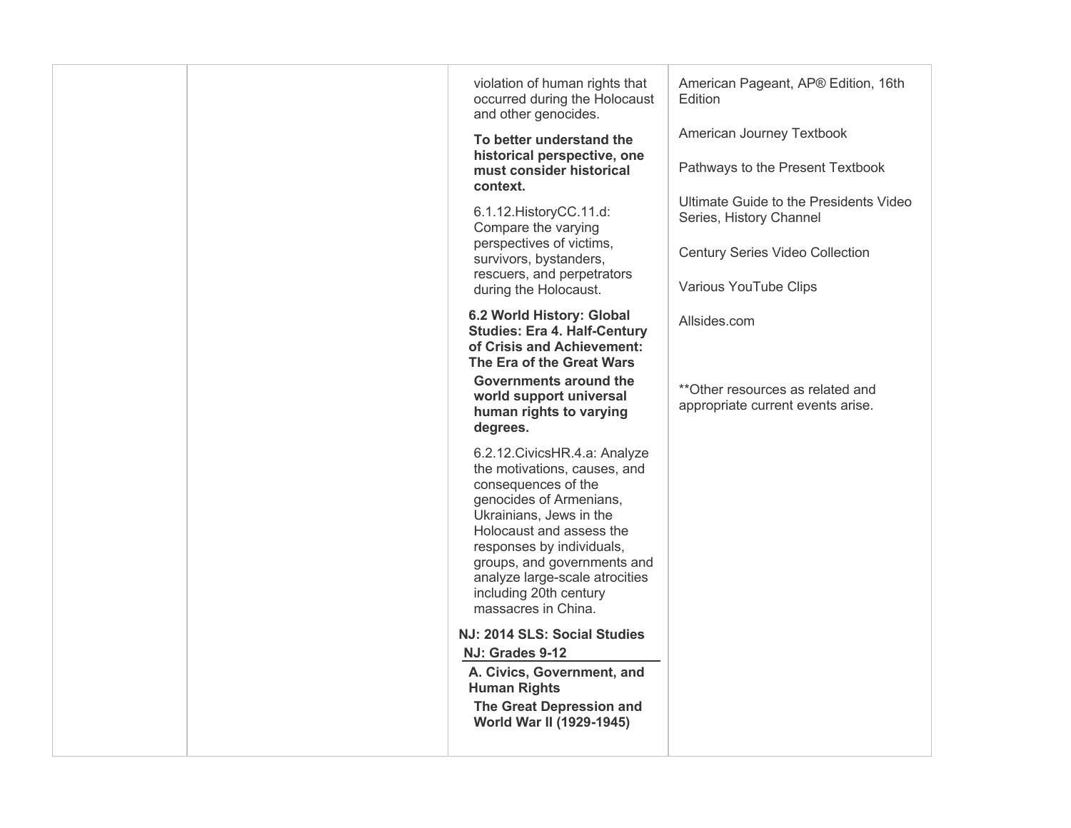| | | | |
|---|---|---|---|
| | | violation of human rights that occurred during the Holocaust and other genocides.<br><br>**To better understand the historical perspective, one must consider historical context.**<br><br>6.1.12.HistoryCC.11.d: Compare the varying perspectives of victims, survivors, bystanders, rescuers, and perpetrators during the Holocaust.<br><br>**6.2 World History: Global Studies: Era 4. Half-Century of Crisis and Achievement: The Era of the Great Wars**<br><br>**Governments around the world support universal human rights to varying degrees.**<br><br>6.2.12.CivicsHR.4.a: Analyze the motivations, causes, and consequences of the genocides of Armenians, Ukrainians, Jews in the Holocaust and assess the responses by individuals, groups, and governments and analyze large-scale atrocities including 20th century massacres in China.<br><br>**NJ: 2014 SLS: Social Studies**<br><br>**NJ: Grades 9-12**<br><br>**A. Civics, Government, and Human Rights**<br><br>**The Great Depression and World War II (1929-1945)** | American Pageant, AP® Edition, 16th Edition<br><br>American Journey Textbook<br><br>Pathways to the Present Textbook<br><br>Ultimate Guide to the Presidents Video Series, History Channel<br><br>Century Series Video Collection<br><br>Various YouTube Clips<br><br>Allsides.com<br><br>**Other resources as related and appropriate current events arise. |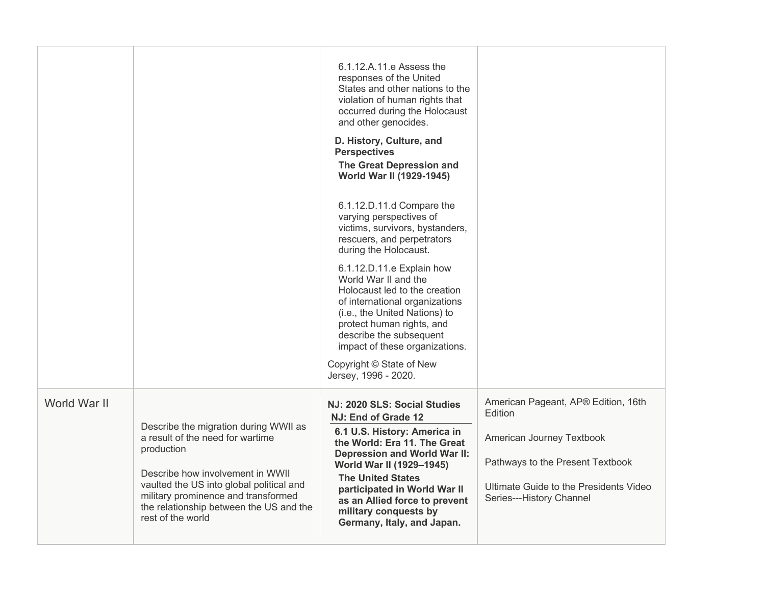| | | | |
|---|---|---|---|
| | | 6.1.12.A.11.e Assess the responses of the United States and other nations to the violation of human rights that occurred during the Holocaust and other genocides.<br><br>**D. History, Culture, and Perspectives**<br>**The Great Depression and World War II (1929-1945)**<br><br>6.1.12.D.11.d Compare the varying perspectives of victims, survivors, bystanders, rescuers, and perpetrators during the Holocaust.<br><br>6.1.12.D.11.e Explain how World War II and the Holocaust led to the creation of international organizations (i.e., the United Nations) to protect human rights, and describe the subsequent impact of these organizations.<br><br>Copyright © State of New Jersey, 1996 - 2020. | |
| World War II | Describe the migration during WWII as a result of the need for wartime production<br><br>Describe how involvement in WWII vaulted the US into global political and military prominence and transformed the relationship between the US and the rest of the world | **NJ: 2020 SLS: Social Studies**<br>**NJ: End of Grade 12**<br>**6.1 U.S. History: America in the World: Era 11. The Great Depression and World War II: World War II (1929–1945)**<br>**The United States participated in World War II as an Allied force to prevent military conquests by Germany, Italy, and Japan.** | American Pageant, AP® Edition, 16th Edition<br><br>American Journey Textbook<br><br>Pathways to the Present Textbook<br><br>Ultimate Guide to the Presidents Video Series---History Channel |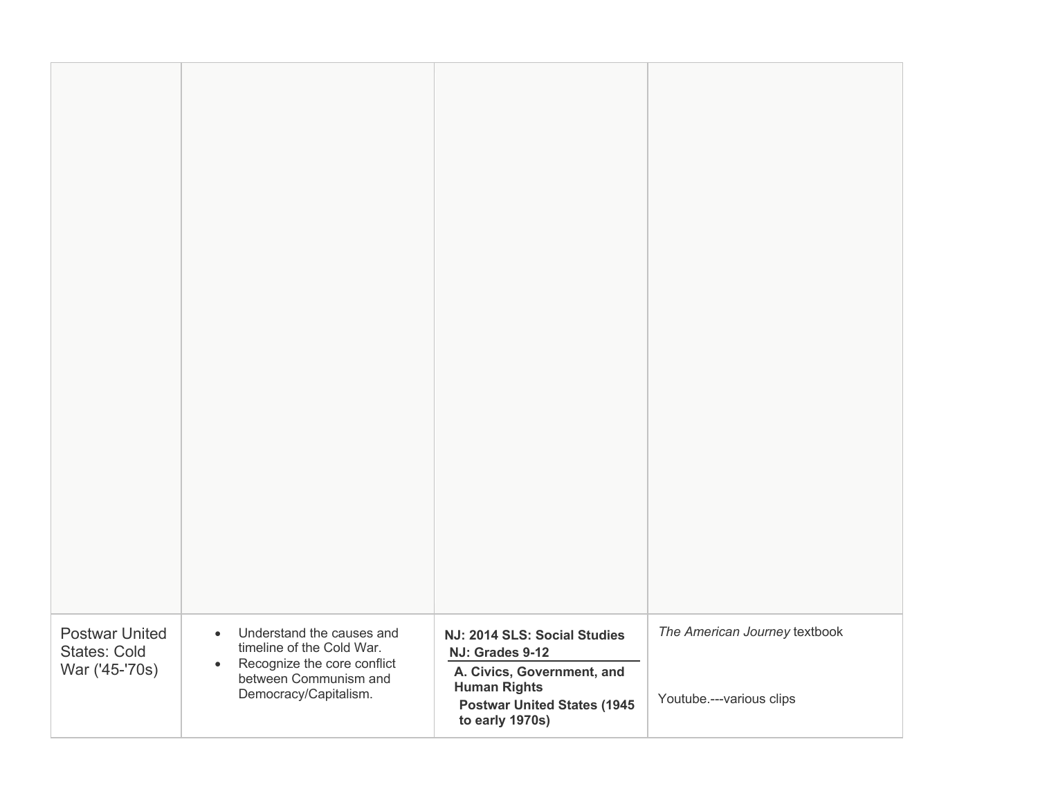| | | | |
|---|---|---|---|
| | | | |
| Postwar United States: Cold War ('45-'70s) | <ul><li>Understand the causes and timeline of the Cold War.</li><li>Recognize the core conflict between Communism and Democracy/Capitalism.</li></ul> | **NJ: 2014 SLS: Social Studies**<br>**NJ: Grades 9-12**<br>**A. Civics, Government, and Human Rights**<br>**Postwar United States (1945 to early 1970s)** | *The American Journey* textbook<br><br>Youtube.---various clips |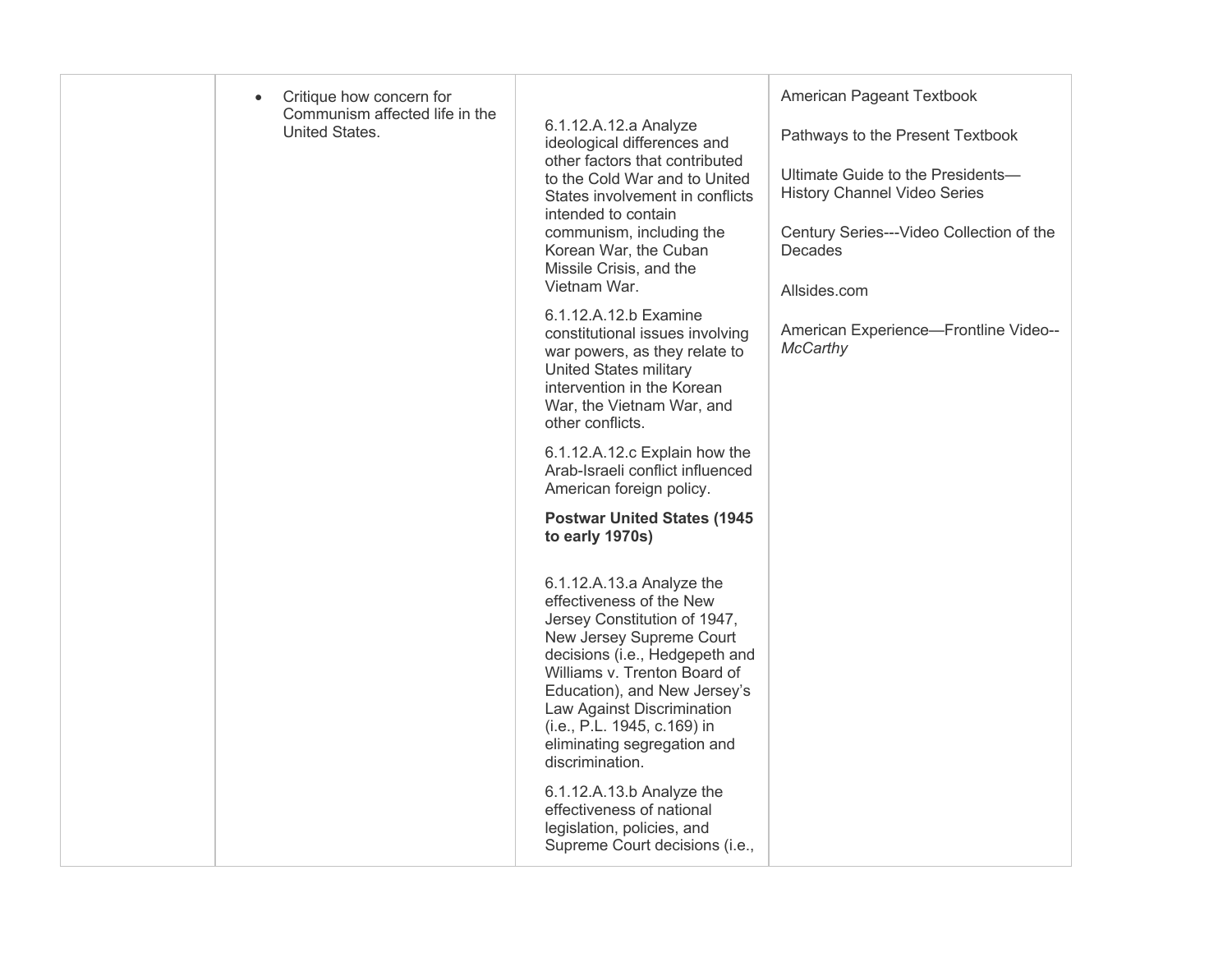|  |  |  |  |
|---|---|---|---|
|  | <ul><li>Critique how concern for Communism affected life in the United States.</li></ul> | 6.1.12.A.12.a Analyze ideological differences and other factors that contributed to the Cold War and to United States involvement in conflicts intended to contain communism, including the Korean War, the Cuban Missile Crisis, and the Vietnam War.<br><br>6.1.12.A.12.b Examine constitutional issues involving war powers, as they relate to United States military intervention in the Korean War, the Vietnam War, and other conflicts.<br><br>6.1.12.A.12.c Explain how the Arab-Israeli conflict influenced American foreign policy.<br><br>**Postwar United States (1945 to early 1970s)**<br><br>6.1.12.A.13.a Analyze the effectiveness of the New Jersey Constitution of 1947, New Jersey Supreme Court decisions (i.e., Hedgepeth and Williams v. Trenton Board of Education), and New Jersey's Law Against Discrimination (i.e., P.L. 1945, c.169) in eliminating segregation and discrimination.<br><br>6.1.12.A.13.b Analyze the effectiveness of national legislation, policies, and Supreme Court decisions (i.e., | American Pageant Textbook<br><br>Pathways to the Present Textbook<br><br>Ultimate Guide to the Presidents—History Channel Video Series<br><br>Century Series---Video Collection of the Decades<br><br>Allsides.com<br><br>American Experience—Frontline Video--*McCarthy* |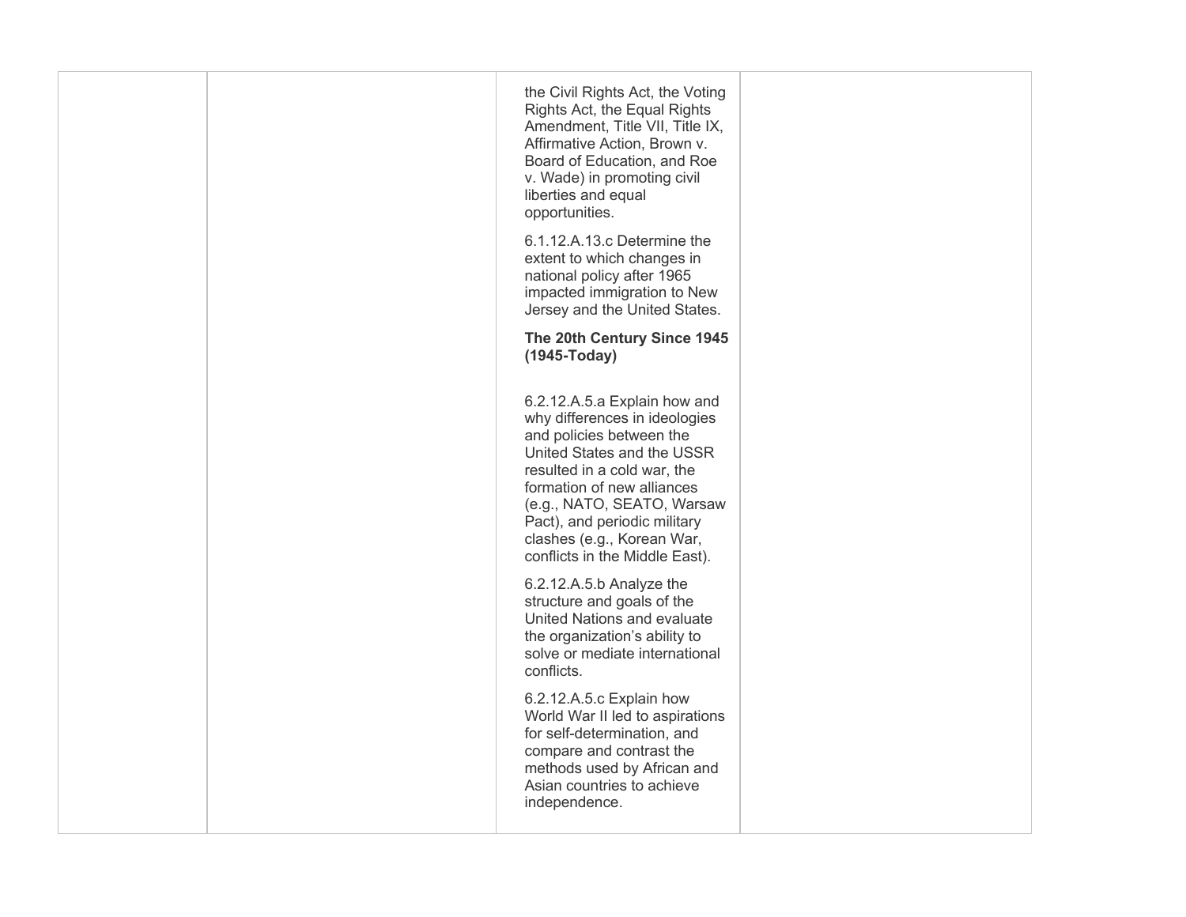| | | | |
|---|---|---|---|
| | | the Civil Rights Act, the Voting Rights Act, the Equal Rights Amendment, Title VII, Title IX, Affirmative Action, Brown v. Board of Education, and Roe v. Wade) in promoting civil liberties and equal opportunities.<br><br>6.1.12.A.13.c Determine the extent to which changes in national policy after 1965 impacted immigration to New Jersey and the United States.<br><br>**The 20th Century Since 1945 (1945-Today)**<br><br>6.2.12.A.5.a Explain how and why differences in ideologies and policies between the United States and the USSR resulted in a cold war, the formation of new alliances (e.g., NATO, SEATO, Warsaw Pact), and periodic military clashes (e.g., Korean War, conflicts in the Middle East).<br><br>6.2.12.A.5.b Analyze the structure and goals of the United Nations and evaluate the organization's ability to solve or mediate international conflicts.<br><br>6.2.12.A.5.c Explain how World War II led to aspirations for self-determination, and compare and contrast the methods used by African and Asian countries to achieve independence. | |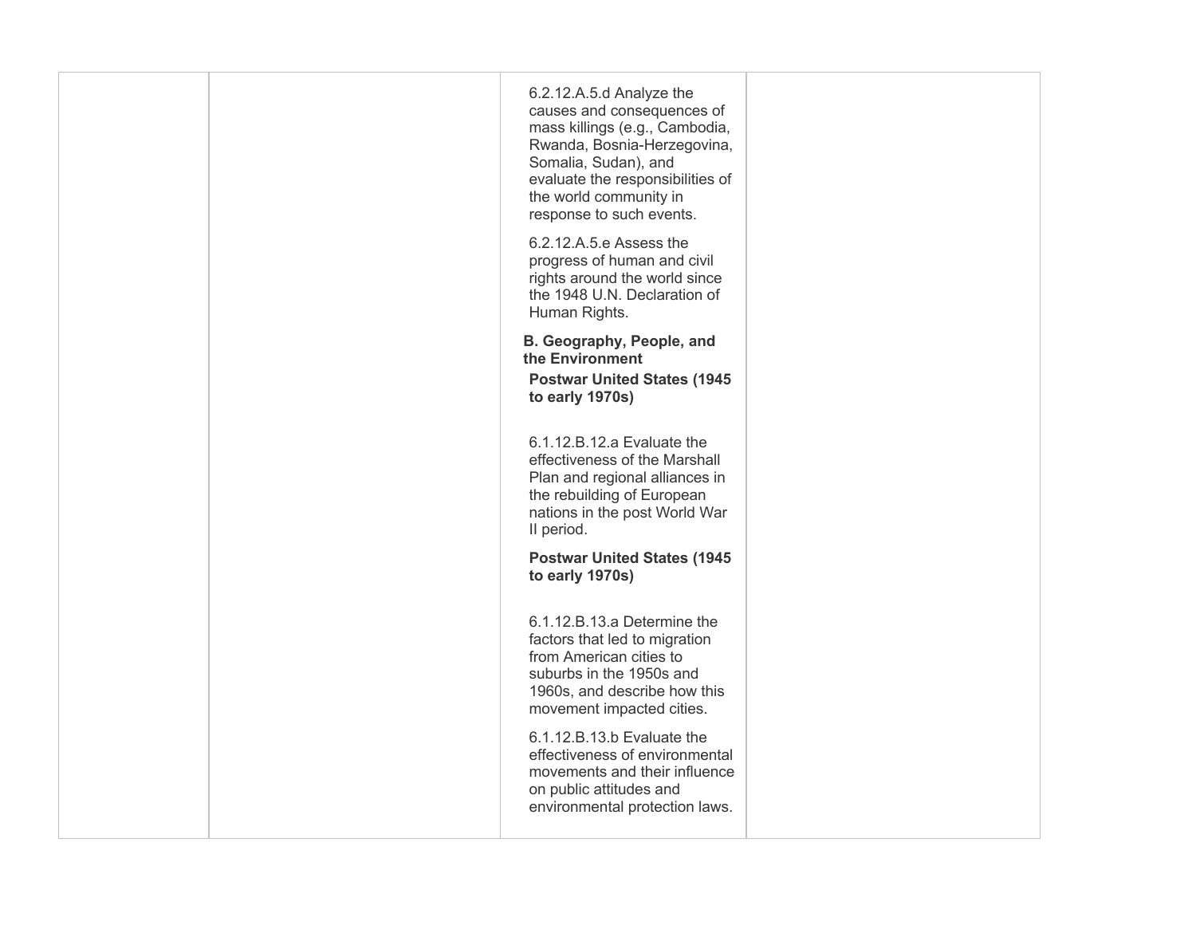| | | | |
|---|---|---|---|
| | | 6.2.12.A.5.d Analyze the causes and consequences of mass killings (e.g., Cambodia, Rwanda, Bosnia-Herzegovina, Somalia, Sudan), and evaluate the responsibilities of the world community in response to such events.<br><br>6.2.12.A.5.e Assess the progress of human and civil rights around the world since the 1948 U.N. Declaration of Human Rights.<br><br>**B. Geography, People, and the Environment**<br>**Postwar United States (1945 to early 1970s)**<br><br>6.1.12.B.12.a Evaluate the effectiveness of the Marshall Plan and regional alliances in the rebuilding of European nations in the post World War II period.<br><br>**Postwar United States (1945 to early 1970s)**<br><br>6.1.12.B.13.a Determine the factors that led to migration from American cities to suburbs in the 1950s and 1960s, and describe how this movement impacted cities.<br><br>6.1.12.B.13.b Evaluate the effectiveness of environmental movements and their influence on public attitudes and environmental protection laws. | |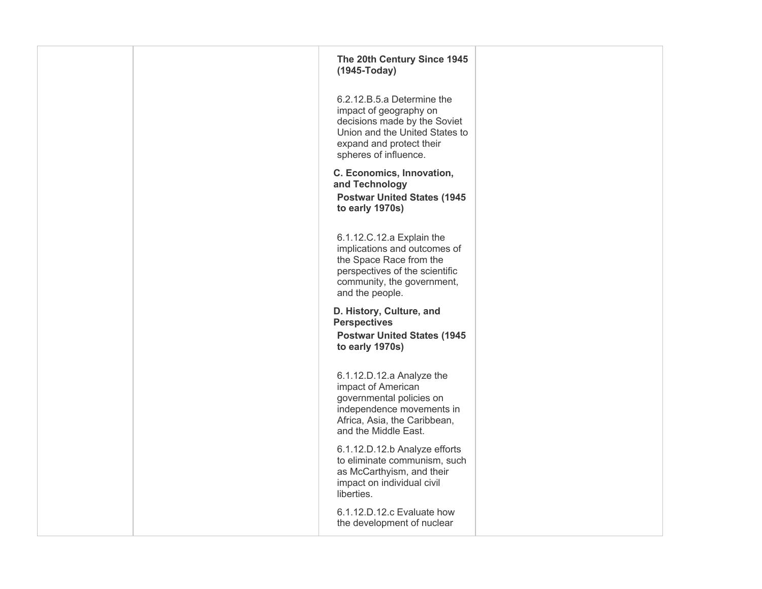|  |  | **The 20th Century Since 1945 (1945-Today)**<br><br>6.2.12.B.5.a Determine the impact of geography on decisions made by the Soviet Union and the United States to expand and protect their spheres of influence.<br><br>**C. Economics, Innovation, and Technology**<br>**Postwar United States (1945 to early 1970s)**<br><br>6.1.12.C.12.a Explain the implications and outcomes of the Space Race from the perspectives of the scientific community, the government, and the people.<br><br>**D. History, Culture, and Perspectives**<br>**Postwar United States (1945 to early 1970s)**<br><br>6.1.12.D.12.a Analyze the impact of American governmental policies on independence movements in Africa, Asia, the Caribbean, and the Middle East.<br><br>6.1.12.D.12.b Analyze efforts to eliminate communism, such as McCarthyism, and their impact on individual civil liberties.<br><br>6.1.12.D.12.c Evaluate how the development of nuclear |  |
|---|---|---|---|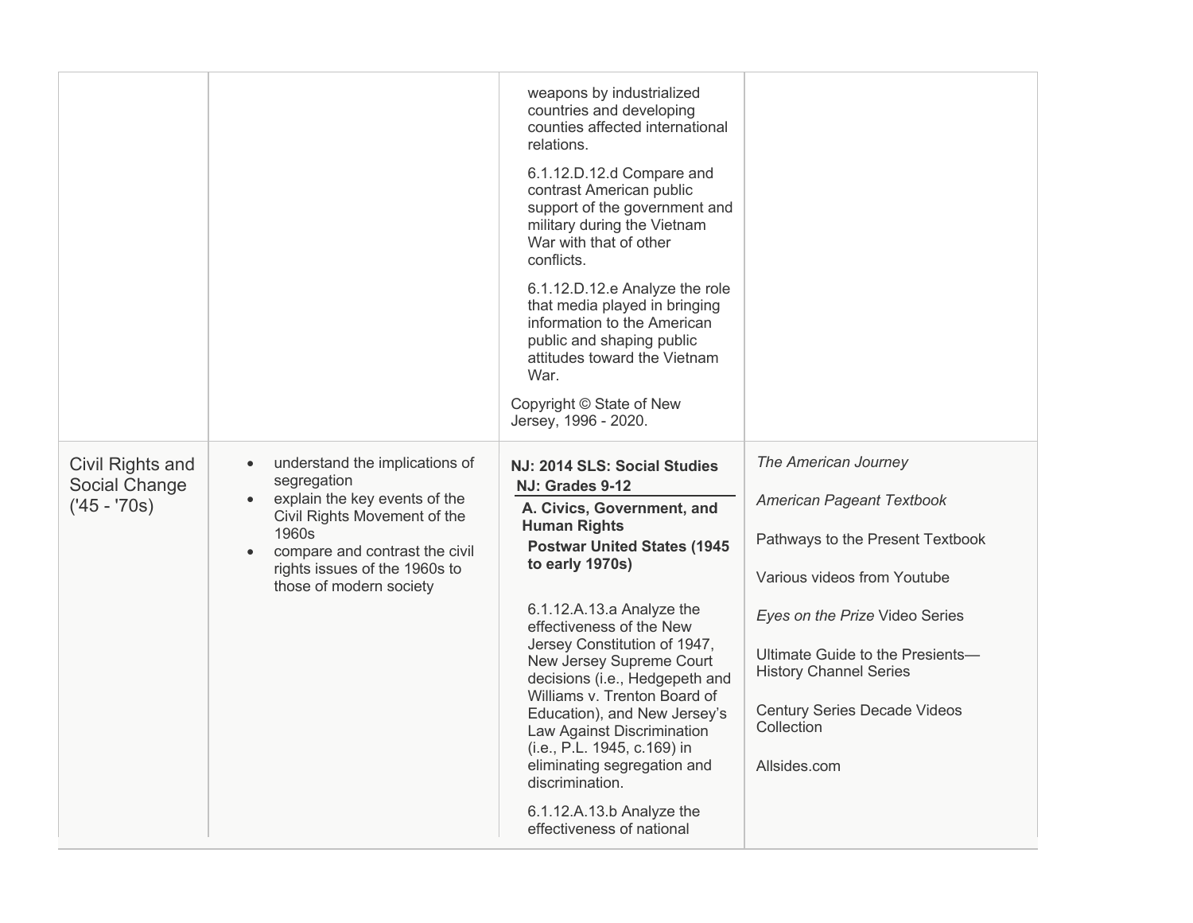| | | | |
|---|---|---|---|
| | | weapons by industrialized countries and developing counties affected international relations.<br><br>6.1.12.D.12.d Compare and contrast American public support of the government and military during the Vietnam War with that of other conflicts.<br><br>6.1.12.D.12.e Analyze the role that media played in bringing information to the American public and shaping public attitudes toward the Vietnam War.<br><br>Copyright © State of New Jersey, 1996 - 2020. | |
| Civil Rights and Social Change ('45 - '70s) | • understand the implications of segregation<br>• explain the key events of the Civil Rights Movement of the 1960s<br>• compare and contrast the civil rights issues of the 1960s to those of modern society | **NJ: 2014 SLS: Social Studies**<br>**NJ: Grades 9-12**<br>**A. Civics, Government, and Human Rights**<br>**Postwar United States (1945 to early 1970s)**<br><br>6.1.12.A.13.a Analyze the effectiveness of the New Jersey Constitution of 1947, New Jersey Supreme Court decisions (i.e., Hedgepeth and Williams v. Trenton Board of Education), and New Jersey's Law Against Discrimination (i.e., P.L. 1945, c.169) in eliminating segregation and discrimination.<br><br>6.1.12.A.13.b Analyze the effectiveness of national | *The American Journey*<br><br>*American Pageant Textbook*<br><br>Pathways to the Present Textbook<br><br>Various videos from Youtube<br><br>*Eyes on the Prize* Video Series<br><br>Ultimate Guide to the Presients—History Channel Series<br><br>Century Series Decade Videos Collection<br><br>Allsides.com |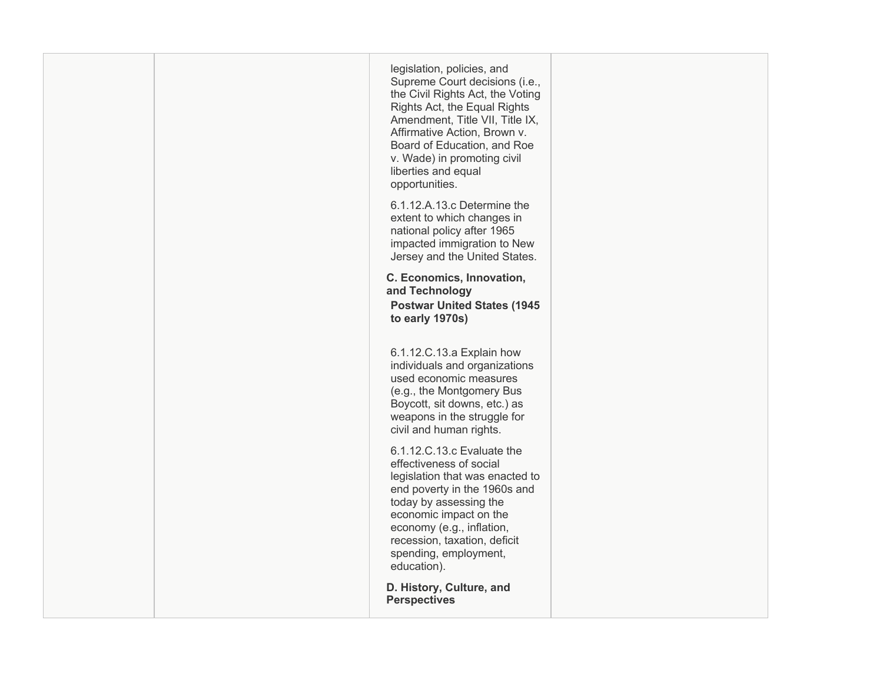| | | | |
|---|---|---|---|
| | | legislation, policies, and Supreme Court decisions (i.e., the Civil Rights Act, the Voting Rights Act, the Equal Rights Amendment, Title VII, Title IX, Affirmative Action, Brown v. Board of Education, and Roe v. Wade) in promoting civil liberties and equal opportunities.<br><br>6.1.12.A.13.c Determine the extent to which changes in national policy after 1965 impacted immigration to New Jersey and the United States.<br><br>**C. Economics, Innovation, and Technology**<br>**Postwar United States (1945 to early 1970s)**<br><br>6.1.12.C.13.a Explain how individuals and organizations used economic measures (e.g., the Montgomery Bus Boycott, sit downs, etc.) as weapons in the struggle for civil and human rights.<br><br>6.1.12.C.13.c Evaluate the effectiveness of social legislation that was enacted to end poverty in the 1960s and today by assessing the economic impact on the economy (e.g., inflation, recession, taxation, deficit spending, employment, education).<br><br>**D. History, Culture, and Perspectives** | |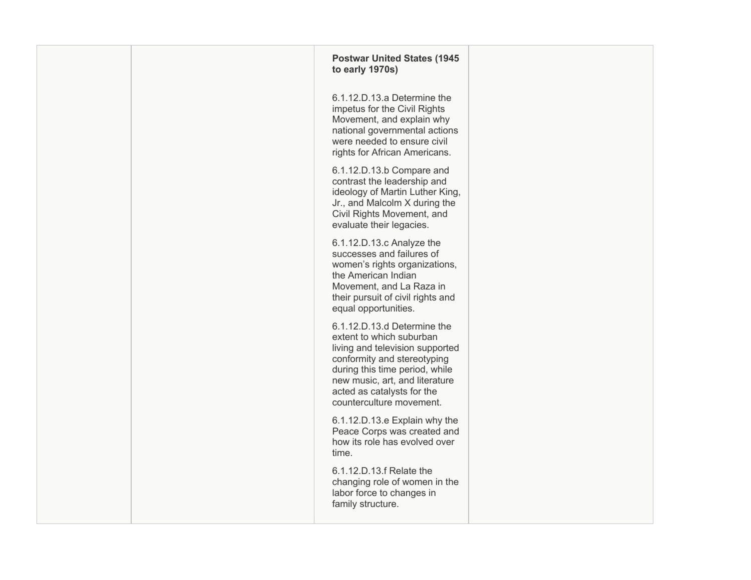|  |  | **Postwar United States (1945 to early 1970s)**<br><br>6.1.12.D.13.a Determine the impetus for the Civil Rights Movement, and explain why national governmental actions were needed to ensure civil rights for African Americans.<br><br>6.1.12.D.13.b Compare and contrast the leadership and ideology of Martin Luther King, Jr., and Malcolm X during the Civil Rights Movement, and evaluate their legacies.<br><br>6.1.12.D.13.c Analyze the successes and failures of women's rights organizations, the American Indian Movement, and La Raza in their pursuit of civil rights and equal opportunities.<br><br>6.1.12.D.13.d Determine the extent to which suburban living and television supported conformity and stereotyping during this time period, while new music, art, and literature acted as catalysts for the counterculture movement.<br><br>6.1.12.D.13.e Explain why the Peace Corps was created and how its role has evolved over time.<br><br>6.1.12.D.13.f Relate the changing role of women in the labor force to changes in family structure. |  |
|---|---|---|---|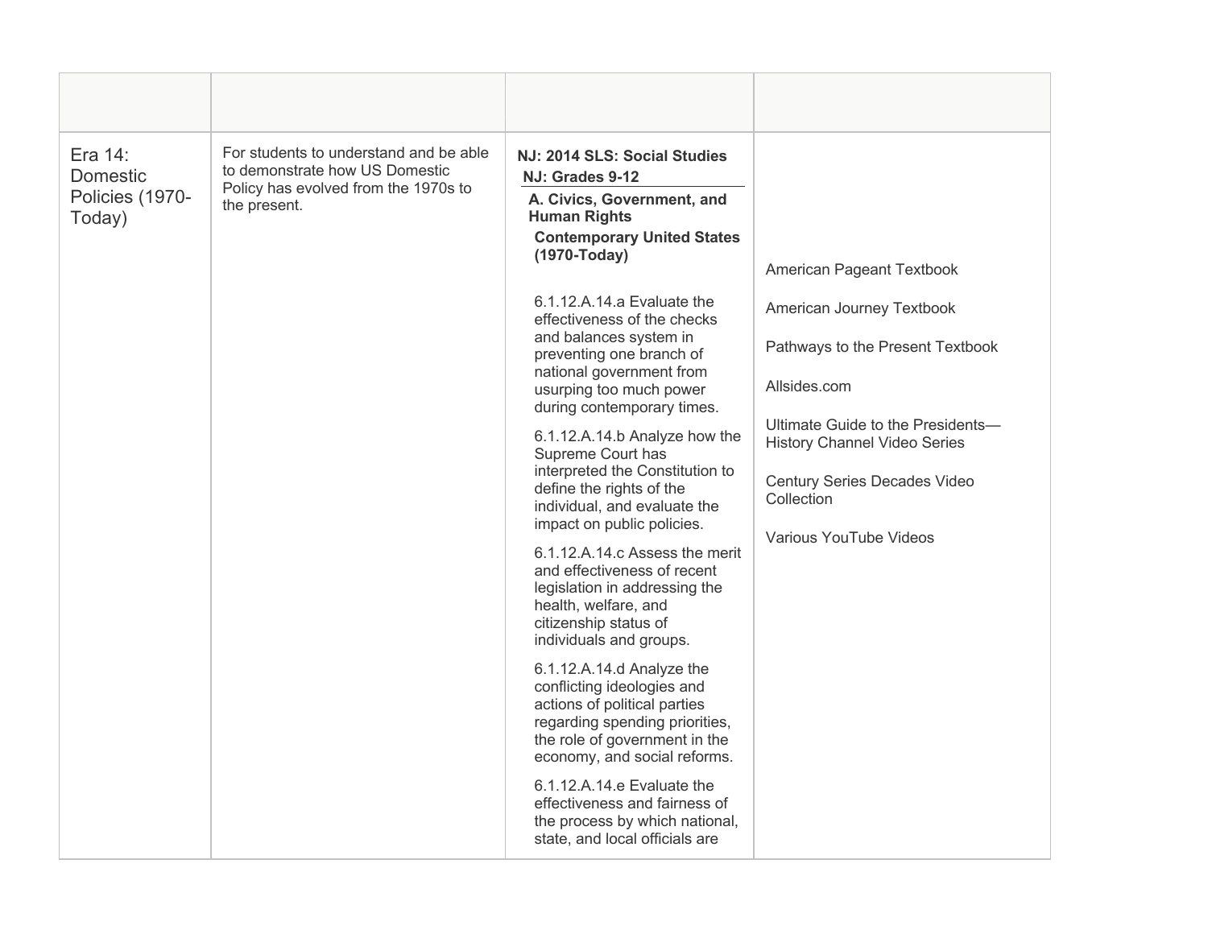| | | | |
|---|---|---|---|
| Era 14: Domestic Policies (1970-Today) | For students to understand and be able to demonstrate how US Domestic Policy has evolved from the 1970s to the present. | **NJ: 2014 SLS: Social Studies**<br>**NJ: Grades 9-12**<br>**A. Civics, Government, and Human Rights**<br>**Contemporary United States (1970-Today)**<br><br>6.1.12.A.14.a Evaluate the effectiveness of the checks and balances system in preventing one branch of national government from usurping too much power during contemporary times.<br><br>6.1.12.A.14.b Analyze how the Supreme Court has interpreted the Constitution to define the rights of the individual, and evaluate the impact on public policies.<br><br>6.1.12.A.14.c Assess the merit and effectiveness of recent legislation in addressing the health, welfare, and citizenship status of individuals and groups.<br><br>6.1.12.A.14.d Analyze the conflicting ideologies and actions of political parties regarding spending priorities, the role of government in the economy, and social reforms.<br><br>6.1.12.A.14.e Evaluate the effectiveness and fairness of the process by which national, state, and local officials are | American Pageant Textbook<br><br>American Journey Textbook<br><br>Pathways to the Present Textbook<br><br>Allsides.com<br><br>Ultimate Guide to the Presidents—History Channel Video Series<br><br>Century Series Decades Video Collection<br><br>Various YouTube Videos |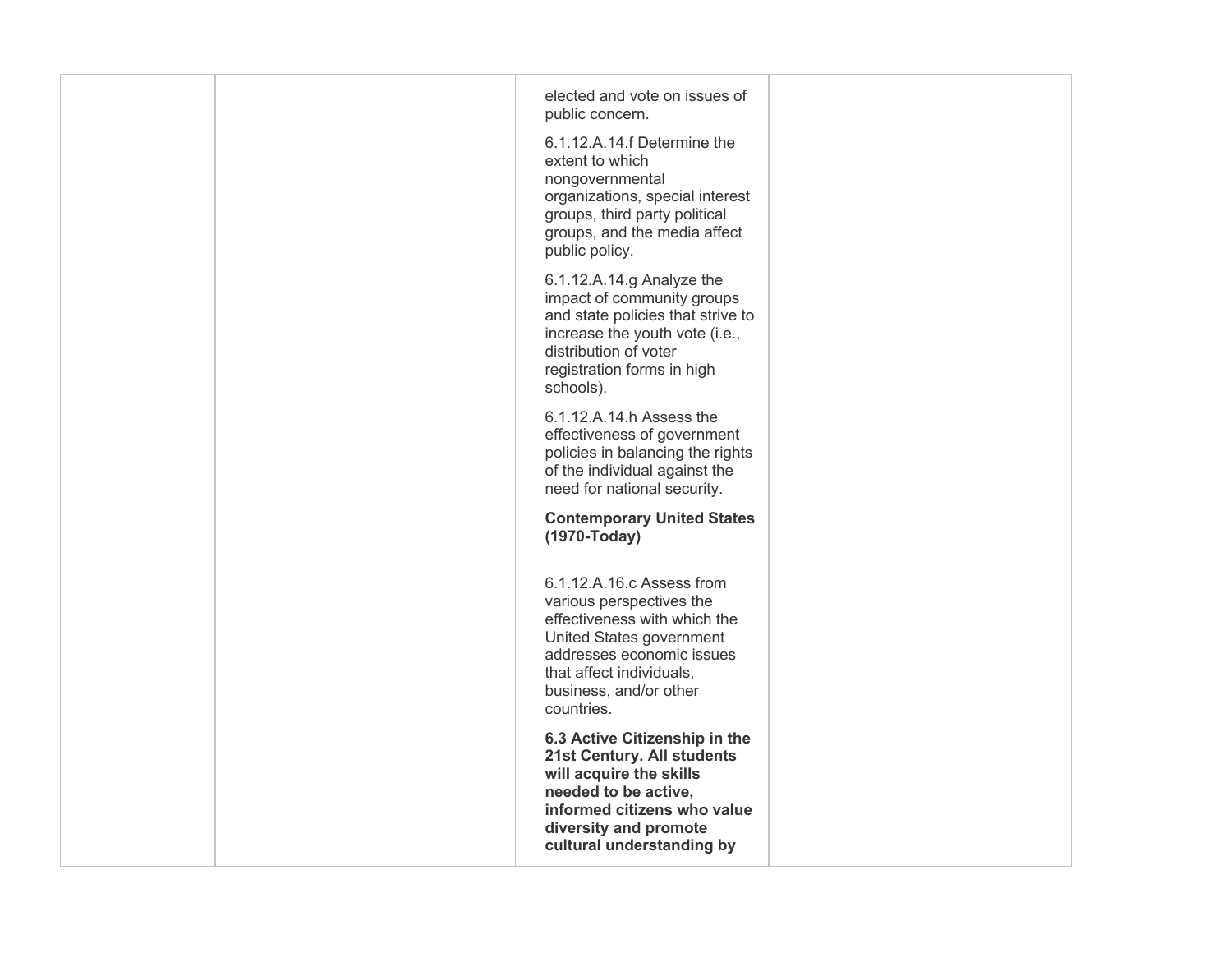| | | | |
|---|---|---|---|
| | | elected and vote on issues of public concern.<br><br>6.1.12.A.14.f Determine the extent to which nongovernmental organizations, special interest groups, third party political groups, and the media affect public policy.<br><br>6.1.12.A.14.g Analyze the impact of community groups and state policies that strive to increase the youth vote (i.e., distribution of voter registration forms in high schools).<br><br>6.1.12.A.14.h Assess the effectiveness of government policies in balancing the rights of the individual against the need for national security.<br><br>**Contemporary United States (1970-Today)**<br><br>6.1.12.A.16.c Assess from various perspectives the effectiveness with which the United States government addresses economic issues that affect individuals, business, and/or other countries.<br><br>**6.3 Active Citizenship in the 21st Century. All students will acquire the skills needed to be active, informed citizens who value diversity and promote cultural understanding by** | |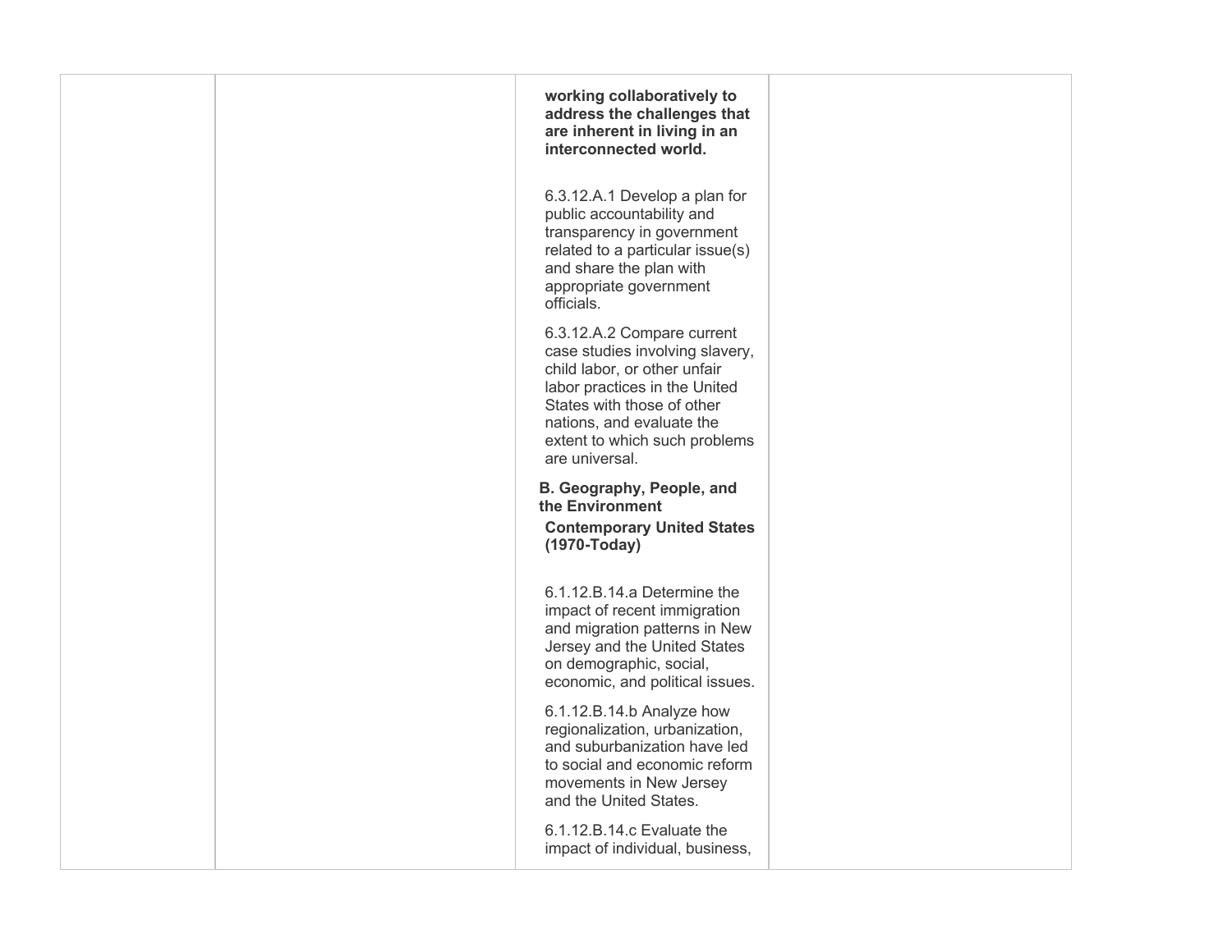| | | | |
|---|---|---|---|
| | | **working collaboratively to address the challenges that are inherent in living in an interconnected world.**<br><br>6.3.12.A.1 Develop a plan for public accountability and transparency in government related to a particular issue(s) and share the plan with appropriate government officials.<br><br>6.3.12.A.2 Compare current case studies involving slavery, child labor, or other unfair labor practices in the United States with those of other nations, and evaluate the extent to which such problems are universal.<br><br>**B. Geography, People, and the Environment**<br>**Contemporary United States (1970-Today)**<br><br>6.1.12.B.14.a Determine the impact of recent immigration and migration patterns in New Jersey and the United States on demographic, social, economic, and political issues.<br><br>6.1.12.B.14.b Analyze how regionalization, urbanization, and suburbanization have led to social and economic reform movements in New Jersey and the United States.<br><br>6.1.12.B.14.c Evaluate the impact of individual, business, | |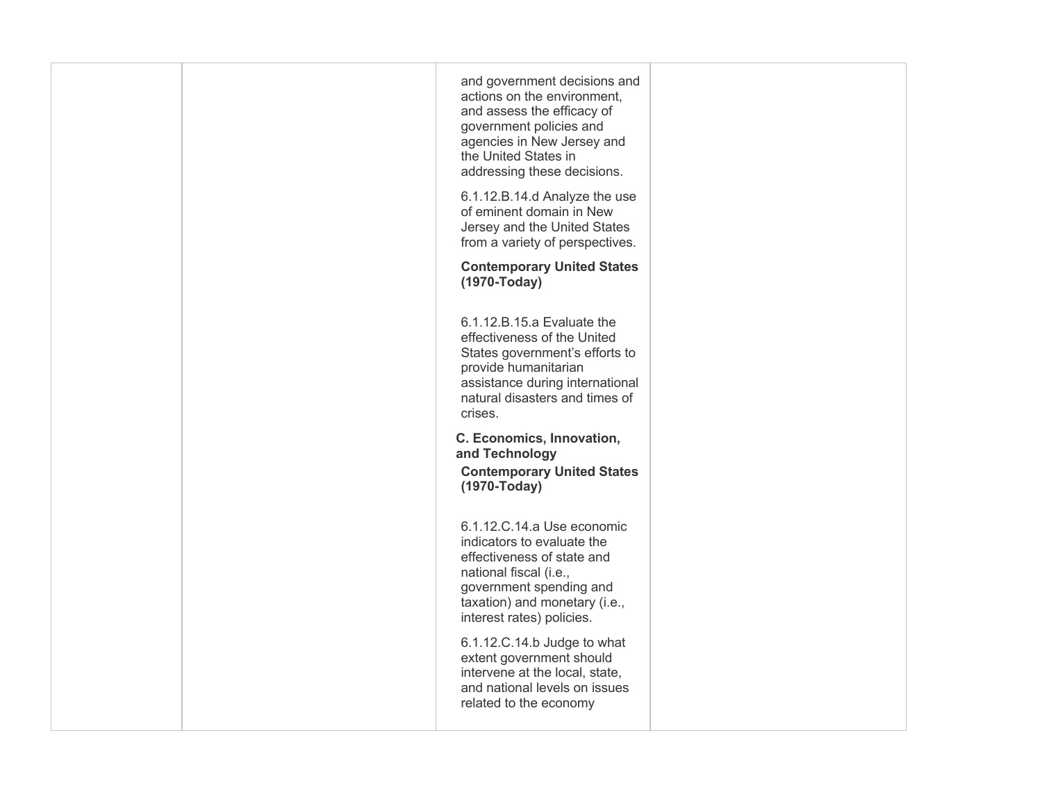|  |  | and government decisions and actions on the environment, and assess the efficacy of government policies and agencies in New Jersey and the United States in addressing these decisions.<br><br>6.1.12.B.14.d Analyze the use of eminent domain in New Jersey and the United States from a variety of perspectives.<br><br>**Contemporary United States (1970-Today)**<br><br>6.1.12.B.15.a Evaluate the effectiveness of the United States government's efforts to provide humanitarian assistance during international natural disasters and times of crises.<br><br>**C. Economics, Innovation, and Technology**<br>**Contemporary United States (1970-Today)**<br><br>6.1.12.C.14.a Use economic indicators to evaluate the effectiveness of state and national fiscal (i.e., government spending and taxation) and monetary (i.e., interest rates) policies.<br><br>6.1.12.C.14.b Judge to what extent government should intervene at the local, state, and national levels on issues related to the economy |  |
|---|---|---|---|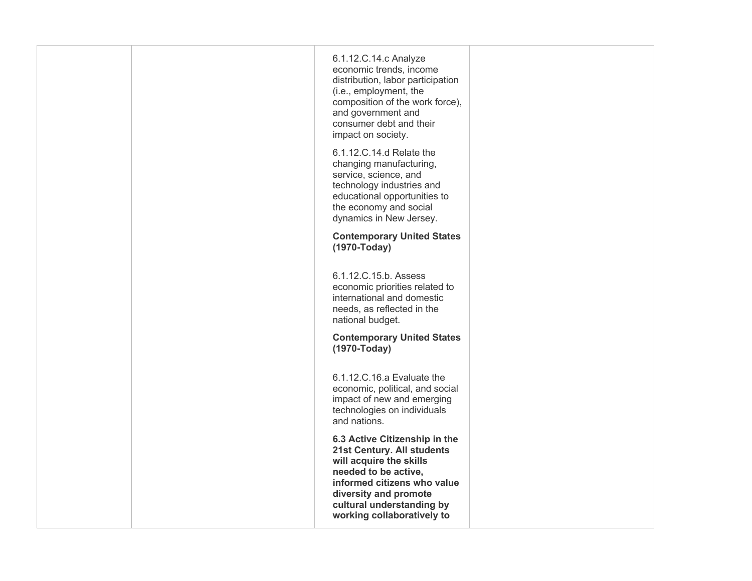|  |  | 6.1.12.C.14.c Analyze economic trends, income distribution, labor participation (i.e., employment, the composition of the work force), and government and consumer debt and their impact on society.<br><br>6.1.12.C.14.d Relate the changing manufacturing, service, science, and technology industries and educational opportunities to the economy and social dynamics in New Jersey.<br><br>**Contemporary United States (1970-Today)**<br><br>6.1.12.C.15.b. Assess economic priorities related to international and domestic needs, as reflected in the national budget.<br><br>**Contemporary United States (1970-Today)**<br><br>6.1.12.C.16.a Evaluate the economic, political, and social impact of new and emerging technologies on individuals and nations.<br><br>**6.3 Active Citizenship in the 21st Century. All students will acquire the skills needed to be active, informed citizens who value diversity and promote cultural understanding by working collaboratively to** |  |
|---|---|---|---|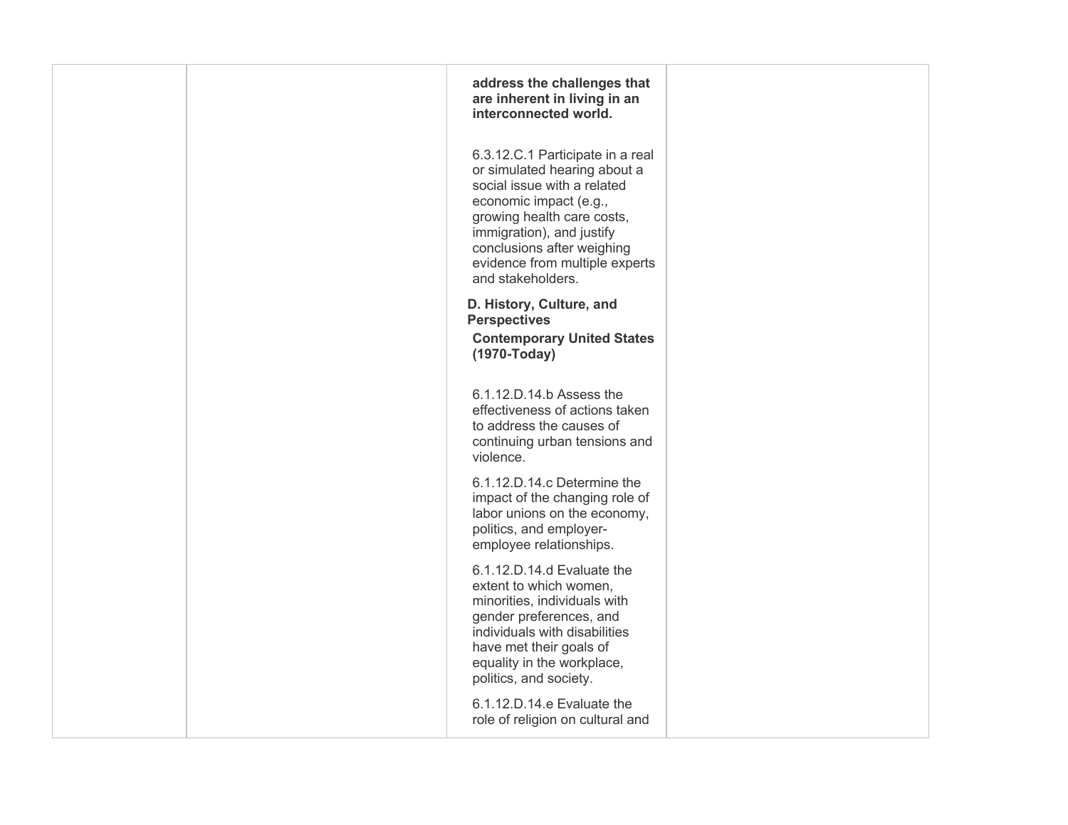| | | | |
|---|---|---|---|
| | | **address the challenges that are inherent in living in an interconnected world.**<br><br>6.3.12.C.1 Participate in a real or simulated hearing about a social issue with a related economic impact (e.g., growing health care costs, immigration), and justify conclusions after weighing evidence from multiple experts and stakeholders.<br><br>**D. History, Culture, and Perspectives**<br>**Contemporary United States (1970-Today)**<br><br>6.1.12.D.14.b Assess the effectiveness of actions taken to address the causes of continuing urban tensions and violence.<br><br>6.1.12.D.14.c Determine the impact of the changing role of labor unions on the economy, politics, and employer-employee relationships.<br><br>6.1.12.D.14.d Evaluate the extent to which women, minorities, individuals with gender preferences, and individuals with disabilities have met their goals of equality in the workplace, politics, and society.<br><br>6.1.12.D.14.e Evaluate the role of religion on cultural and | |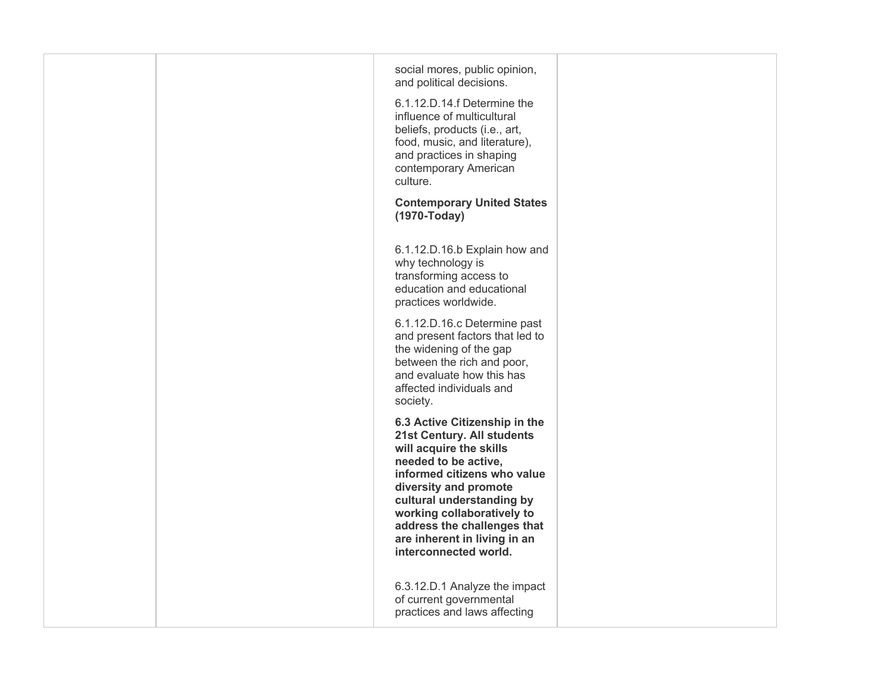| | | | |
|---|---|---|---|
| | | social mores, public opinion, and political decisions.<br><br>6.1.12.D.14.f Determine the influence of multicultural beliefs, products (i.e., art, food, music, and literature), and practices in shaping contemporary American culture.<br><br>**Contemporary United States (1970-Today)**<br><br>6.1.12.D.16.b Explain how and why technology is transforming access to education and educational practices worldwide.<br><br>6.1.12.D.16.c Determine past and present factors that led to the widening of the gap between the rich and poor, and evaluate how this has affected individuals and society.<br><br>**6.3 Active Citizenship in the 21st Century. All students will acquire the skills needed to be active, informed citizens who value diversity and promote cultural understanding by working collaboratively to address the challenges that are inherent in living in an interconnected world.**<br><br>6.3.12.D.1 Analyze the impact of current governmental practices and laws affecting | |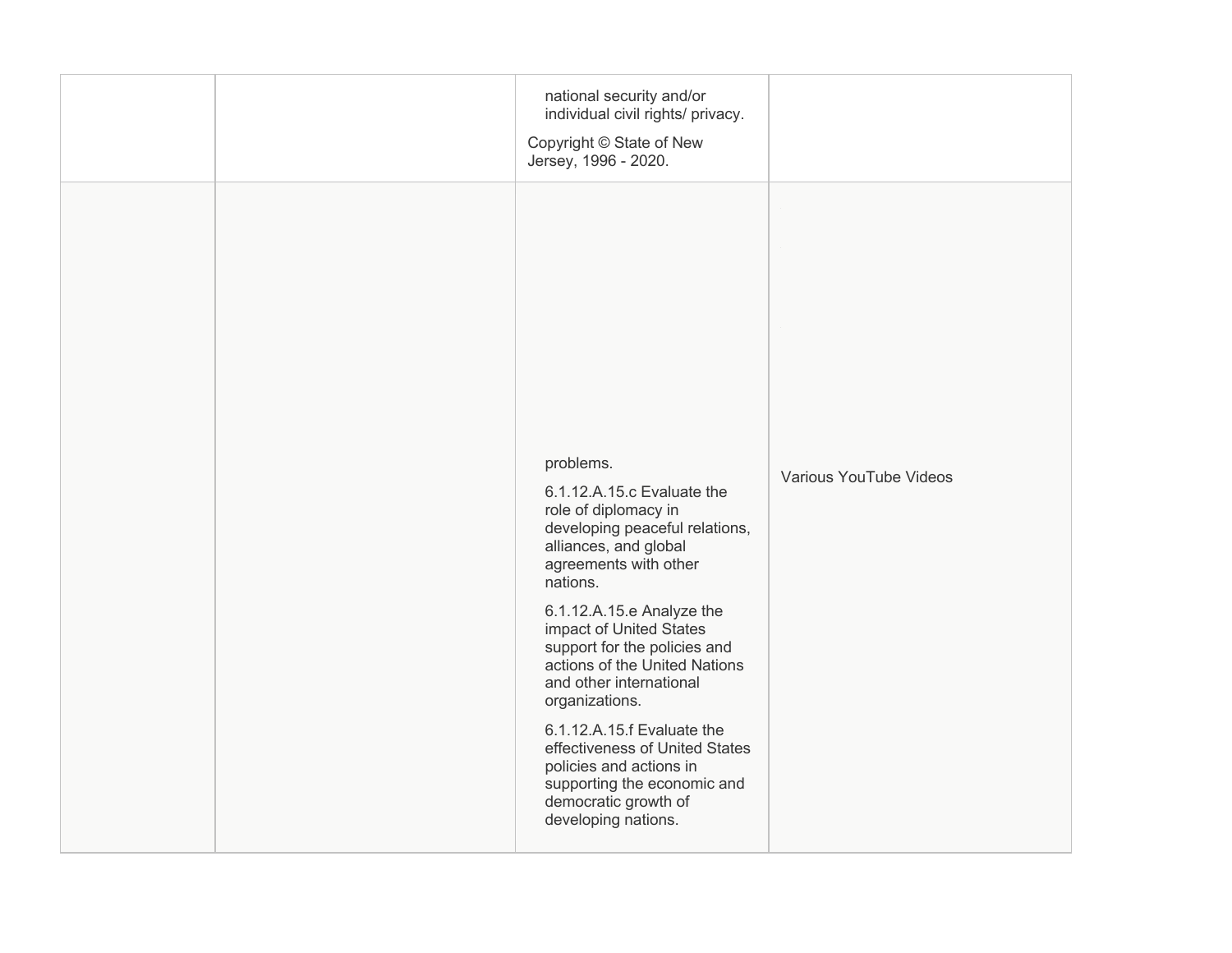| | | | |
|---|---|---|---|
| | | national security and/or individual civil rights/ privacy.<br><br>Copyright © State of New Jersey, 1996 - 2020. | |
| | | problems.<br><br>6.1.12.A.15.c Evaluate the role of diplomacy in developing peaceful relations, alliances, and global agreements with other nations.<br><br>6.1.12.A.15.e Analyze the impact of United States support for the policies and actions of the United Nations and other international organizations.<br><br>6.1.12.A.15.f Evaluate the effectiveness of United States policies and actions in supporting the economic and democratic growth of developing nations. | Various YouTube Videos |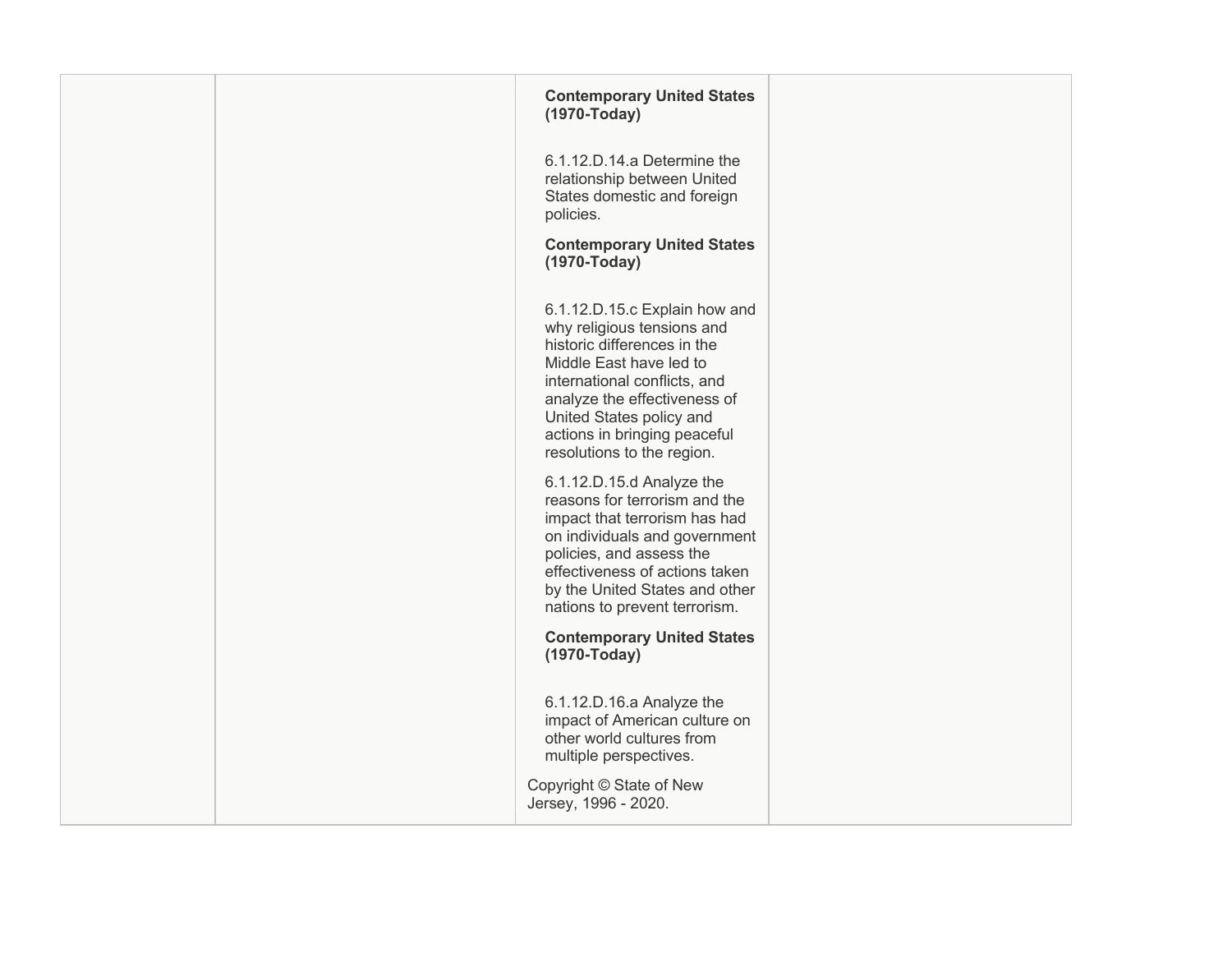|  |  | **Contemporary United States (1970-Today)**<br><br>6.1.12.D.14.a Determine the relationship between United States domestic and foreign policies.<br><br>**Contemporary United States (1970-Today)**<br><br>6.1.12.D.15.c Explain how and why religious tensions and historic differences in the Middle East have led to international conflicts, and analyze the effectiveness of United States policy and actions in bringing peaceful resolutions to the region.<br><br>6.1.12.D.15.d Analyze the reasons for terrorism and the impact that terrorism has had on individuals and government policies, and assess the effectiveness of actions taken by the United States and other nations to prevent terrorism.<br><br>**Contemporary United States (1970-Today)**<br><br>6.1.12.D.16.a Analyze the impact of American culture on other world cultures from multiple perspectives.<br><br>Copyright © State of New Jersey, 1996 - 2020. |  |
|---|---|---|---|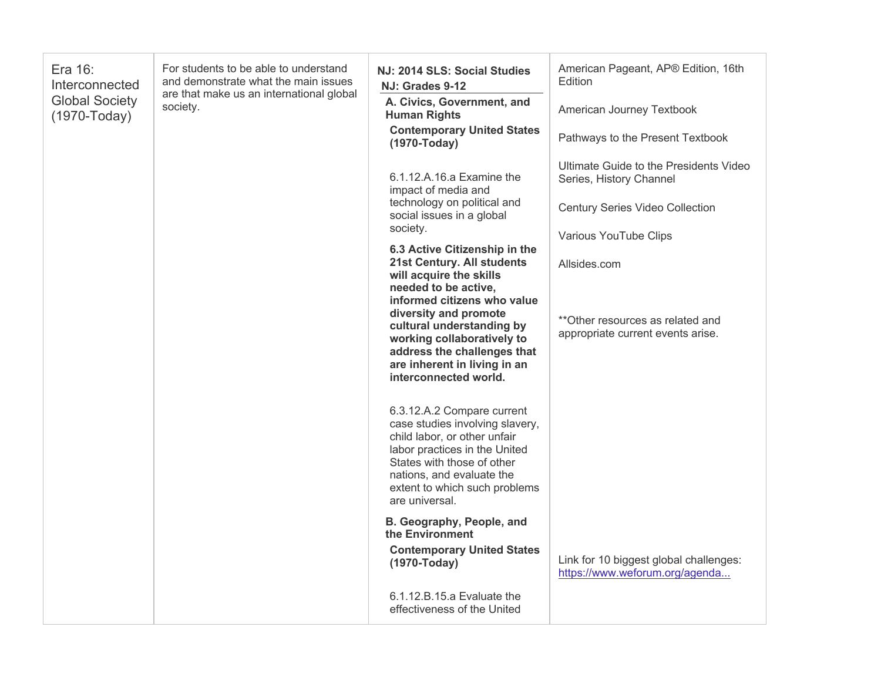| Era 16: Interconnected Global Society (1970-Today) | For students to be able to understand and demonstrate what the main issues are that make us an international global society. | **NJ: 2014 SLS: Social Studies**<br>**NJ: Grades 9-12**<br>**A. Civics, Government, and Human Rights**<br>**Contemporary United States (1970-Today)**<br><br>6.1.12.A.16.a Examine the impact of media and technology on political and social issues in a global society.<br><br>**6.3 Active Citizenship in the 21st Century. All students will acquire the skills needed to be active, informed citizens who value diversity and promote cultural understanding by working collaboratively to address the challenges that are inherent in living in an interconnected world.**<br><br>6.3.12.A.2 Compare current case studies involving slavery, child labor, or other unfair labor practices in the United States with those of other nations, and evaluate the extent to which such problems are universal.<br><br>**B. Geography, People, and the Environment**<br>**Contemporary United States (1970-Today)**<br><br>6.1.12.B.15.a Evaluate the effectiveness of the United | American Pageant, AP® Edition, 16th Edition<br><br>American Journey Textbook<br><br>Pathways to the Present Textbook<br><br>Ultimate Guide to the Presidents Video Series, History Channel<br><br>Century Series Video Collection<br><br>Various YouTube Clips<br><br>Allsides.com<br><br>**Other resources as related and appropriate current events arise.<br><br>Link for 10 biggest global challenges: [https://www.weforum.org/agenda...](https://www.weforum.org/agenda...) |
|---|---|---|---|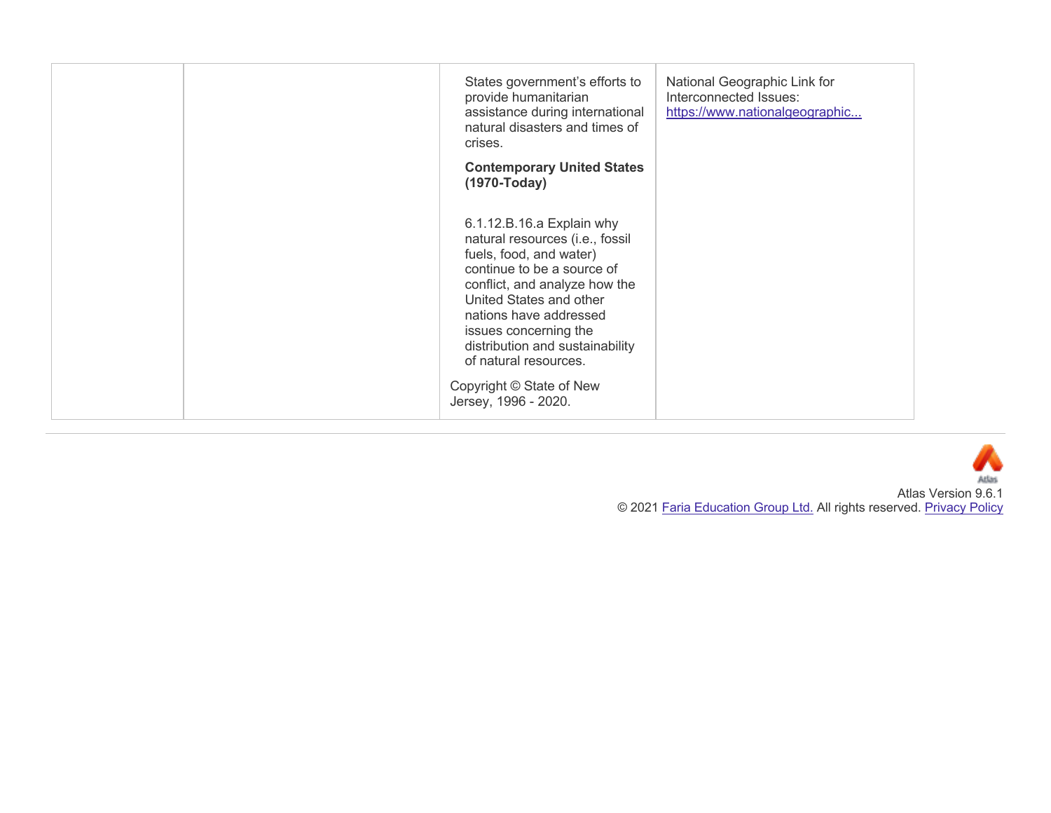| | | | |
|---|---|---|---|
| | | States government's efforts to provide humanitarian assistance during international natural disasters and times of crises.<br><br>**Contemporary United States (1970-Today)**<br><br>6.1.12.B.16.a Explain why natural resources (i.e., fossil fuels, food, and water) continue to be a source of conflict, and analyze how the United States and other nations have addressed issues concerning the distribution and sustainability of natural resources.<br><br>Copyright © State of New Jersey, 1996 - 2020. | National Geographic Link for Interconnected Issues: [https://www.nationalgeographic...](https://www.nationalgeographic...) |

Atlas Version 9.6.1
© 2021 Faria Education Group Ltd. All rights reserved. Privacy Policy